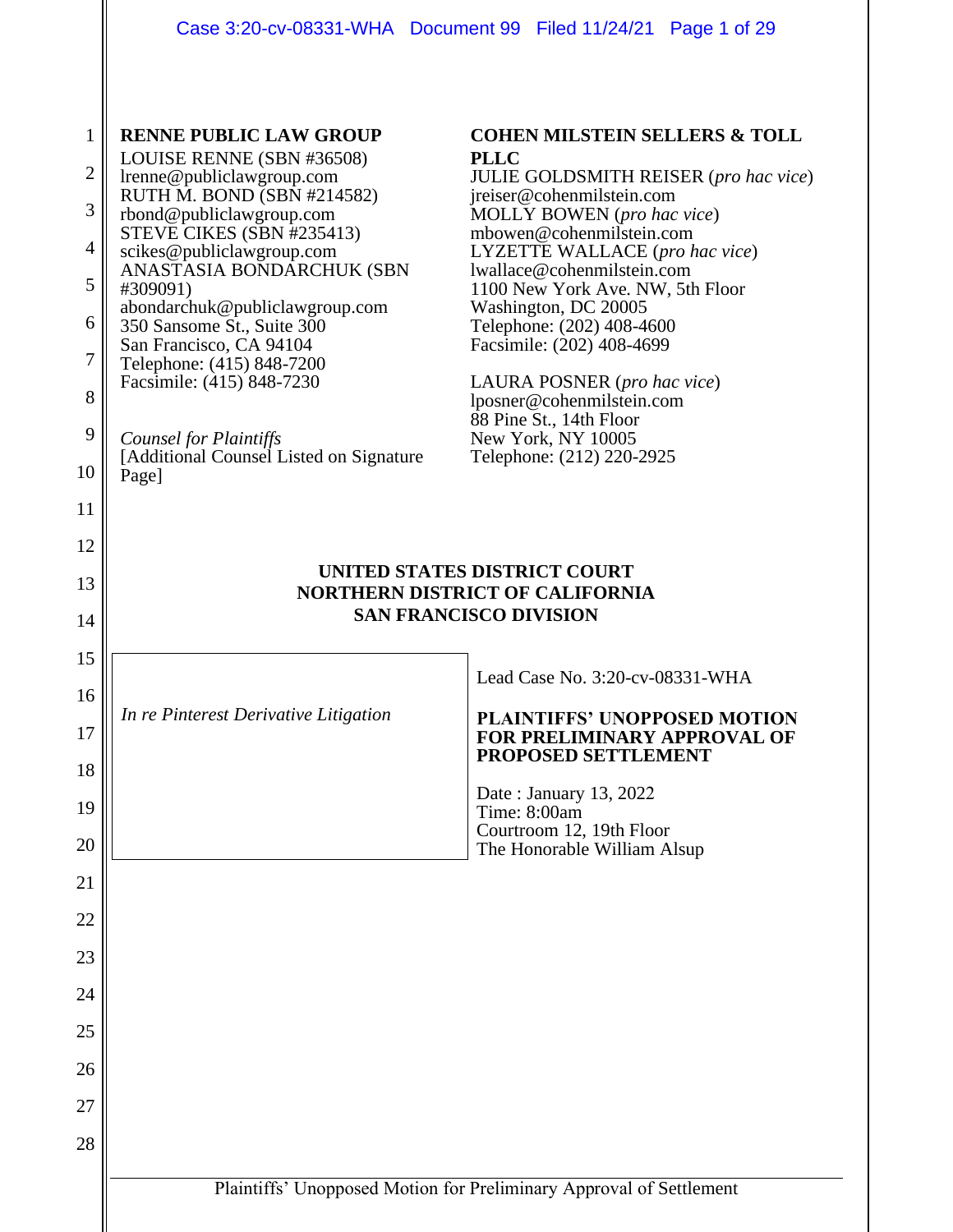**RENNE PUBLIC LAW GROUP**
LOUISE RENNE (SBN #36508)
lrenne@publiclawgroup.com
RUTH M. BOND (SBN #214582)
rbond@publiclawgroup.com
STEVE CIKES (SBN #235413)
scikes@publiclawgroup.com
ANASTASIA BONDARCHUK (SBN #309091)
abondarchuk@publiclawgroup.com
350 Sansome St., Suite 300
San Francisco, CA 94104
Telephone: (415) 848-7200
Facsimile: (415) 848-7230

*Counsel for Plaintiffs*
[Additional Counsel Listed on Signature Page]

**COHEN MILSTEIN SELLERS & TOLL PLLC**
JULIE GOLDSMITH REISER (*pro hac vice*)
jreiser@cohenmilstein.com
MOLLY BOWEN (*pro hac vice*)
mbowen@cohenmilstein.com
LYZETTE WALLACE (*pro hac vice*)
lwallace@cohenmilstein.com
1100 New York Ave. NW, 5th Floor
Washington, DC 20005
Telephone: (202) 408-4600
Facsimile: (202) 408-4699

LAURA POSNER (*pro hac vice*)
lposner@cohenmilstein.com
88 Pine St., 14th Floor
New York, NY 10005
Telephone: (212) 220-2925

**UNITED STATES DISTRICT COURT**
**NORTHERN DISTRICT OF CALIFORNIA**
**SAN FRANCISCO DIVISION**

| | |
|---|---|
| *In re Pinterest Derivative Litigation* | Lead Case No. 3:20-cv-08331-WHA<br><br>**PLAINTIFFS' UNOPPOSED MOTION FOR PRELIMINARY APPROVAL OF PROPOSED SETTLEMENT**<br><br>Date : January 13, 2022<br>Time: 8:00am<br>Courtroom 12, 19th Floor<br>The Honorable William Alsup |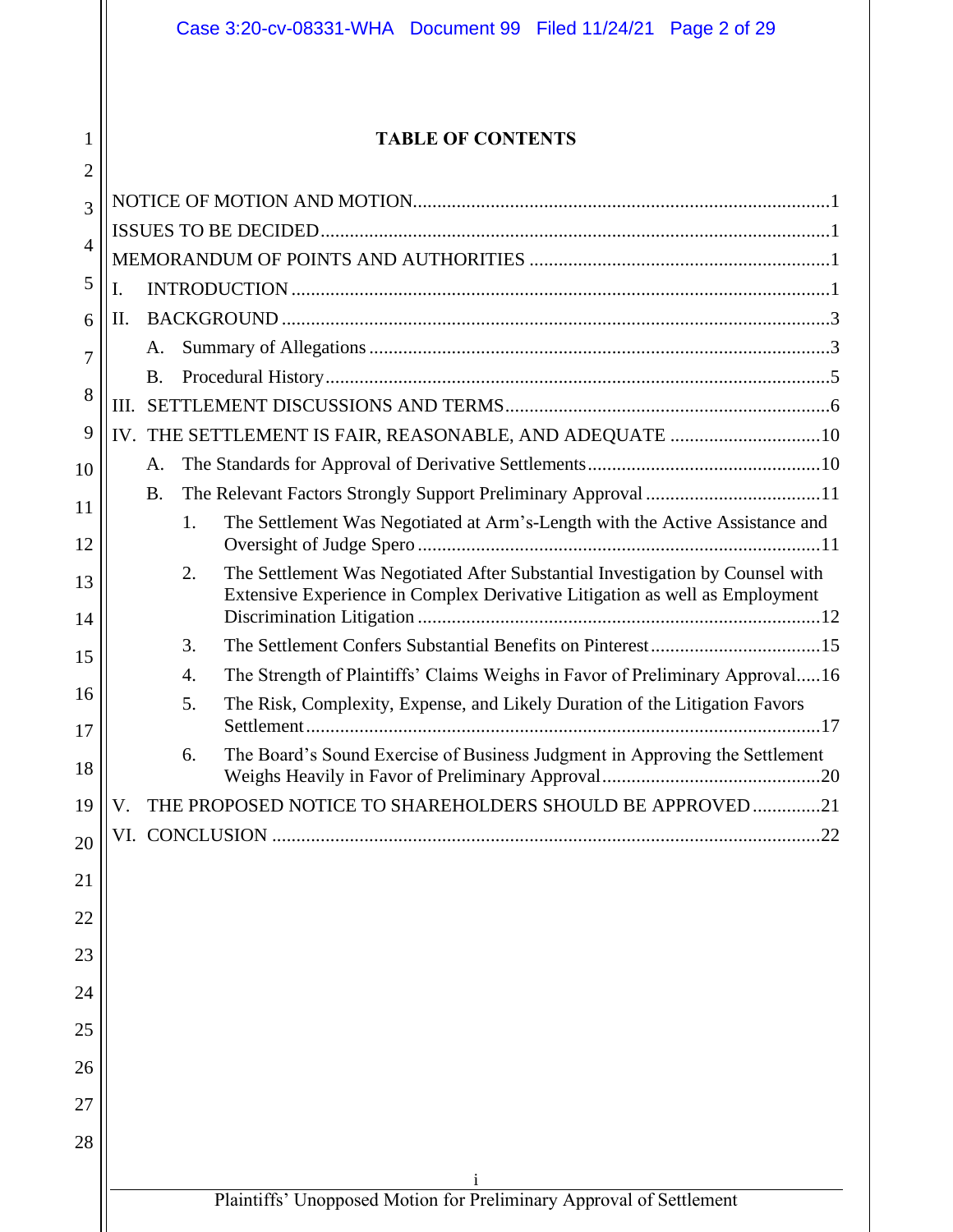# TABLE OF CONTENTS

NOTICE OF MOTION AND MOTION.....1

ISSUES TO BE DECIDED.....1

MEMORANDUM OF POINTS AND AUTHORITIES.....1

I. INTRODUCTION.....1

II. BACKGROUND.....3

- A. Summary of Allegations.....3
- B. Procedural History.....5

III. SETTLEMENT DISCUSSIONS AND TERMS.....6

IV. THE SETTLEMENT IS FAIR, REASONABLE, AND ADEQUATE.....10

- A. The Standards for Approval of Derivative Settlements.....10
- B. The Relevant Factors Strongly Support Preliminary Approval.....11
  1. The Settlement Was Negotiated at Arm's-Length with the Active Assistance and Oversight of Judge Spero.....11
  2. The Settlement Was Negotiated After Substantial Investigation by Counsel with Extensive Experience in Complex Derivative Litigation as well as Employment Discrimination Litigation.....12
  3. The Settlement Confers Substantial Benefits on Pinterest.....15
  4. The Strength of Plaintiffs' Claims Weighs in Favor of Preliminary Approval.....16
  5. The Risk, Complexity, Expense, and Likely Duration of the Litigation Favors Settlement.....17
  6. The Board's Sound Exercise of Business Judgment in Approving the Settlement Weighs Heavily in Favor of Preliminary Approval.....20

V. THE PROPOSED NOTICE TO SHAREHOLDERS SHOULD BE APPROVED.....21

VI. CONCLUSION.....22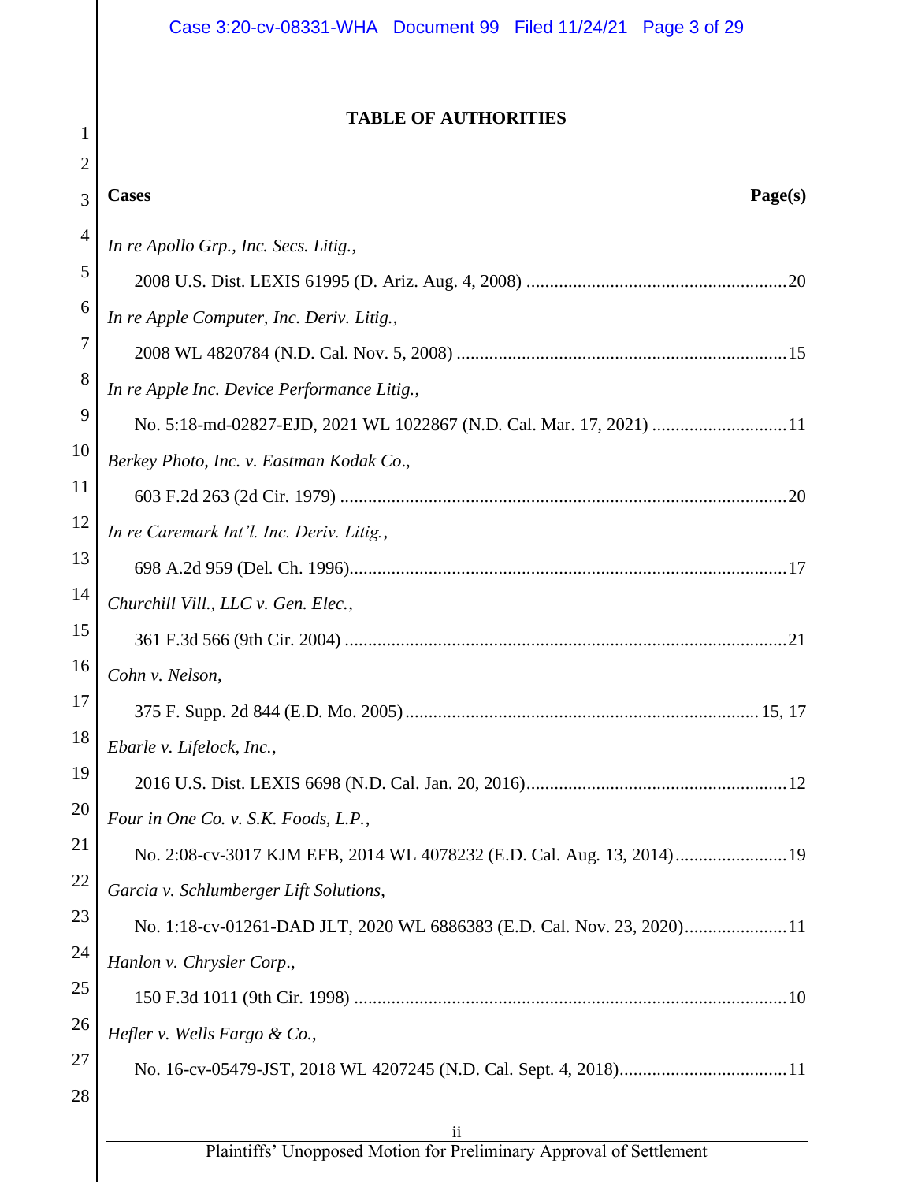## TABLE OF AUTHORITIES

**Cases** **Page(s)**

*In re Apollo Grp., Inc. Secs. Litig.*,
 2008 U.S. Dist. LEXIS 61995 (D. Ariz. Aug. 4, 2008) ........................................................20

*In re Apple Computer, Inc. Deriv. Litig.*,
 2008 WL 4820784 (N.D. Cal. Nov. 5, 2008) ......................................................................15

*In re Apple Inc. Device Performance Litig.*,
 No. 5:18-md-02827-EJD, 2021 WL 1022867 (N.D. Cal. Mar. 17, 2021) ............................11

*Berkey Photo, Inc. v. Eastman Kodak Co*.,
 603 F.2d 263 (2d Cir. 1979) ................................................................................................20

*In re Caremark Int'l. Inc. Deriv. Litig.*,
 698 A.2d 959 (Del. Ch. 1996).............................................................................................17

*Churchill Vill., LLC v. Gen. Elec.*,
 361 F.3d 566 (9th Cir. 2004) ..............................................................................................21

*Cohn v. Nelson*,
 375 F. Supp. 2d 844 (E.D. Mo. 2005)...........................................................................15, 17

*Ebarle v. Lifelock, Inc.*,
 2016 U.S. Dist. LEXIS 6698 (N.D. Cal. Jan. 20, 2016).......................................................12

*Four in One Co. v. S.K. Foods, L.P.*,
 No. 2:08-cv-3017 KJM EFB, 2014 WL 4078232 (E.D. Cal. Aug. 13, 2014)........................19

*Garcia v. Schlumberger Lift Solutions*,
 No. 1:18-cv-01261-DAD JLT, 2020 WL 6886383 (E.D. Cal. Nov. 23, 2020)......................11

*Hanlon v. Chrysler Corp*.,
 150 F.3d 1011 (9th Cir. 1998) ............................................................................................10

*Hefler v. Wells Fargo & Co.*,
 No. 16-cv-05479-JST, 2018 WL 4207245 (N.D. Cal. Sept. 4, 2018)....................................11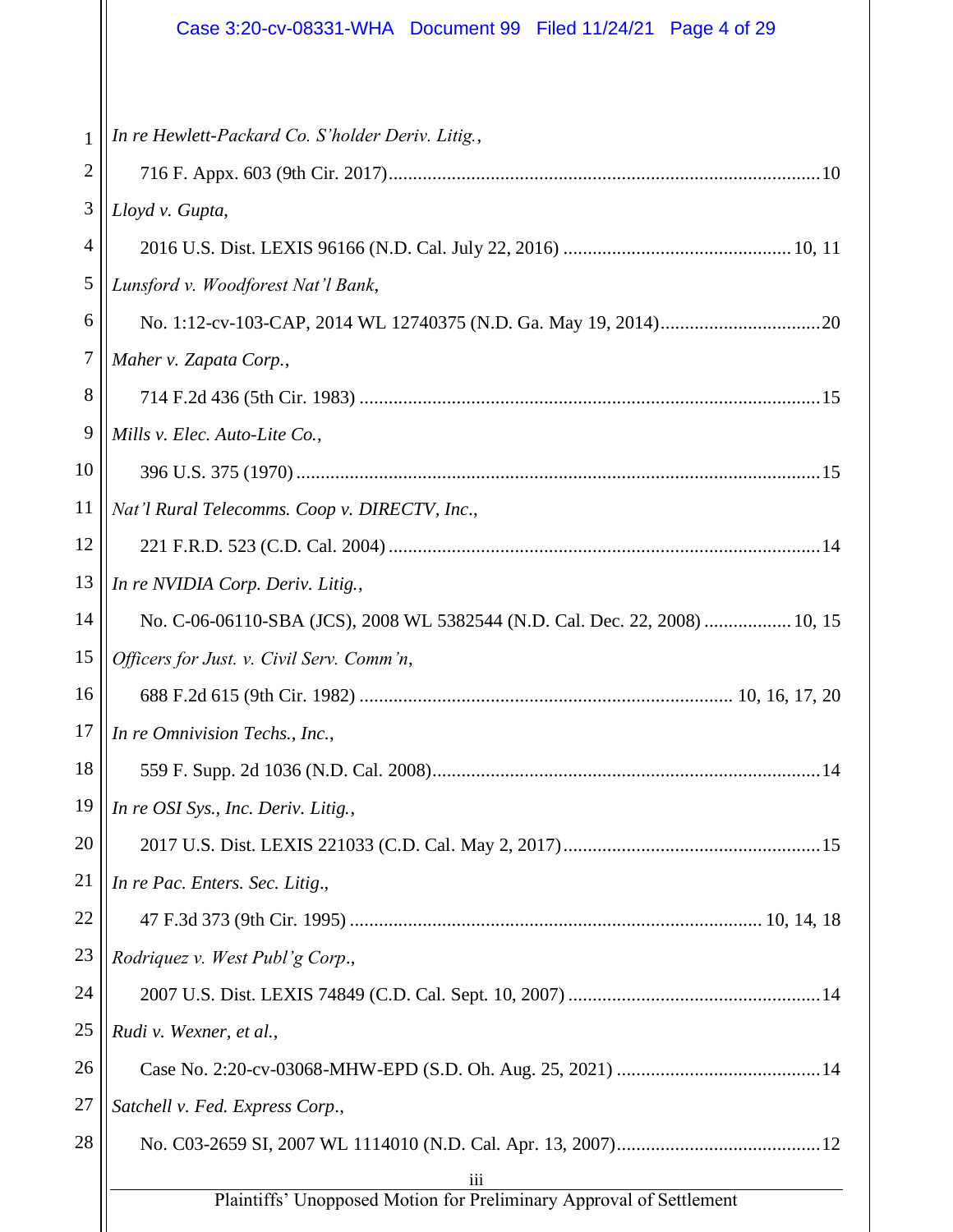*In re Hewlett-Packard Co. S'holder Deriv. Litig.*,

716 F. Appx. 603 (9th Cir. 2017)........................................................................................10

*Lloyd v. Gupta*,

2016 U.S. Dist. LEXIS 96166 (N.D. Cal. July 22, 2016) ..............................................10, 11

*Lunsford v. Woodforest Nat'l Bank*,

No. 1:12-cv-103-CAP, 2014 WL 12740375 (N.D. Ga. May 19, 2014)................................20

*Maher v. Zapata Corp.*,

714 F.2d 436 (5th Cir. 1983) ..............................................................................................15

*Mills v. Elec. Auto-Lite Co.*,

396 U.S. 375 (1970) ..........................................................................................................15

*Nat'l Rural Telecomms. Coop v. DIRECTV, Inc*.,

221 F.R.D. 523 (C.D. Cal. 2004) ........................................................................................14

*In re NVIDIA Corp. Deriv. Litig.*,

No. C-06-06110-SBA (JCS), 2008 WL 5382544 (N.D. Cal. Dec. 22, 2008) .................10, 15

*Officers for Just. v. Civil Serv. Comm'n*,

688 F.2d 615 (9th Cir. 1982) ............................................................................ 10, 16, 17, 20

*In re Omnivision Techs., Inc.*,

559 F. Supp. 2d 1036 (N.D. Cal. 2008)..............................................................................14

*In re OSI Sys., Inc. Deriv. Litig.*,

2017 U.S. Dist. LEXIS 221033 (C.D. Cal. May 2, 2017)....................................................15

*In re Pac. Enters. Sec. Litig*.,

47 F.3d 373 (9th Cir. 1995) ................................................................................... 10, 14, 18

*Rodriquez v. West Publ'g Corp*.,

2007 U.S. Dist. LEXIS 74849 (C.D. Cal. Sept. 10, 2007) ...................................................14

*Rudi v. Wexner, et al.*,

Case No. 2:20-cv-03068-MHW-EPD (S.D. Oh. Aug. 25, 2021) ..........................................14

*Satchell v. Fed. Express Corp*.,

No. C03-2659 SI, 2007 WL 1114010 (N.D. Cal. Apr. 13, 2007)..........................................12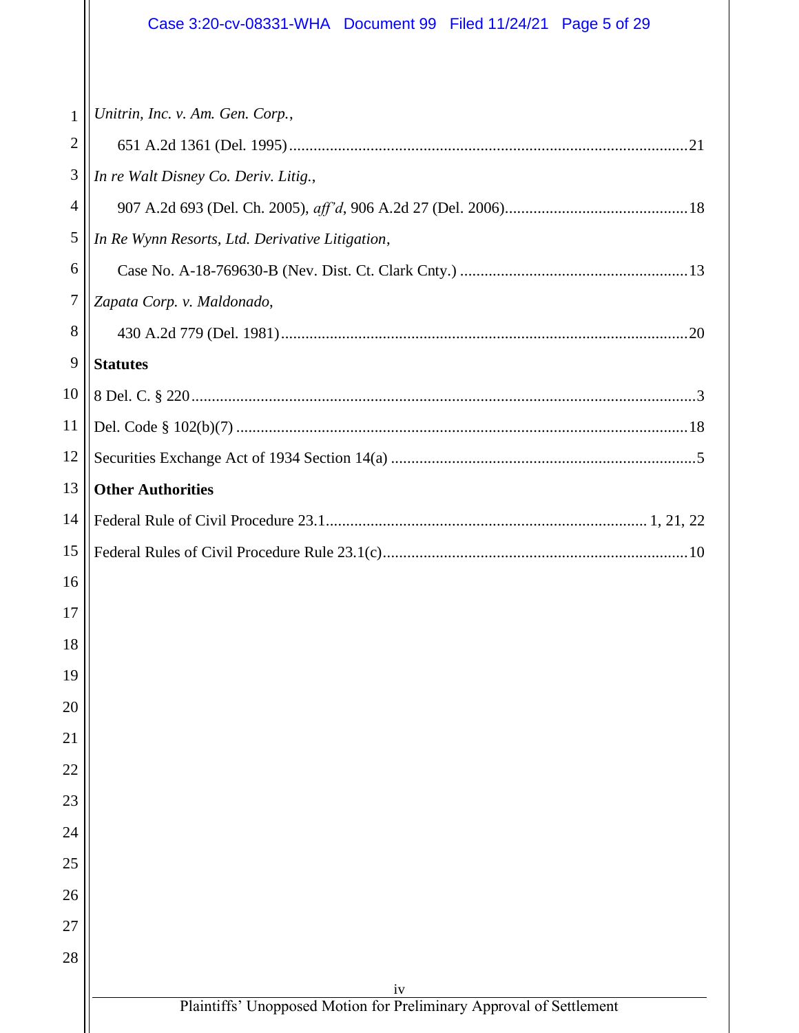*Unitrin, Inc. v. Am. Gen. Corp.*,

651 A.2d 1361 (Del. 1995) .......... 21

*In re Walt Disney Co. Deriv. Litig.*,

907 A.2d 693 (Del. Ch. 2005), *aff'd*, 906 A.2d 27 (Del. 2006) .......... 18

*In Re Wynn Resorts, Ltd. Derivative Litigation*,

Case No. A-18-769630-B (Nev. Dist. Ct. Clark Cnty.) .......... 13

*Zapata Corp. v. Maldonado*,

430 A.2d 779 (Del. 1981) .......... 20

**Statutes**

8 Del. C. § 220 .......... 3

Del. Code § 102(b)(7) .......... 18

Securities Exchange Act of 1934 Section 14(a) .......... 5

**Other Authorities**

Federal Rule of Civil Procedure 23.1 .......... 1, 21, 22

Federal Rules of Civil Procedure Rule 23.1(c) .......... 10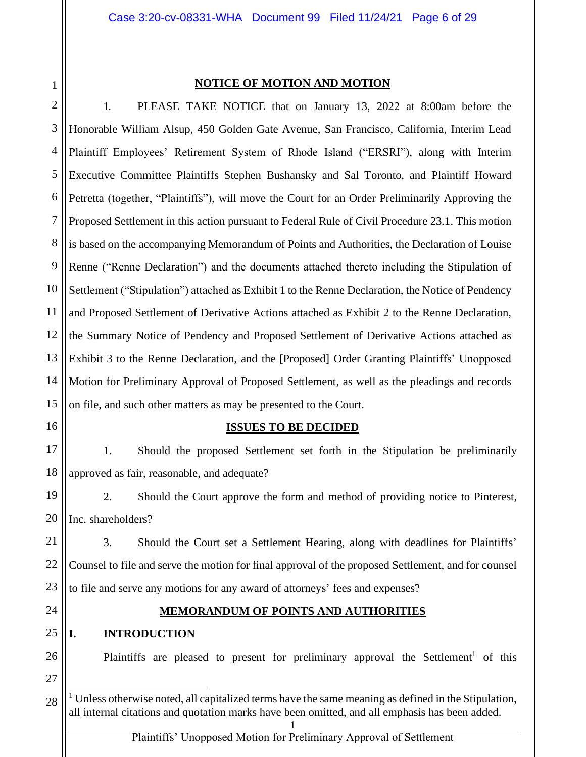## NOTICE OF MOTION AND MOTION

1. PLEASE TAKE NOTICE that on January 13, 2022 at 8:00am before the Honorable William Alsup, 450 Golden Gate Avenue, San Francisco, California, Interim Lead Plaintiff Employees' Retirement System of Rhode Island ("ERSRI"), along with Interim Executive Committee Plaintiffs Stephen Bushansky and Sal Toronto, and Plaintiff Howard Petretta (together, "Plaintiffs"), will move the Court for an Order Preliminarily Approving the Proposed Settlement in this action pursuant to Federal Rule of Civil Procedure 23.1. This motion is based on the accompanying Memorandum of Points and Authorities, the Declaration of Louise Renne ("Renne Declaration") and the documents attached thereto including the Stipulation of Settlement ("Stipulation") attached as Exhibit 1 to the Renne Declaration, the Notice of Pendency and Proposed Settlement of Derivative Actions attached as Exhibit 2 to the Renne Declaration, the Summary Notice of Pendency and Proposed Settlement of Derivative Actions attached as Exhibit 3 to the Renne Declaration, and the [Proposed] Order Granting Plaintiffs' Unopposed Motion for Preliminary Approval of Proposed Settlement, as well as the pleadings and records on file, and such other matters as may be presented to the Court.

## ISSUES TO BE DECIDED

1. Should the proposed Settlement set forth in the Stipulation be preliminarily approved as fair, reasonable, and adequate?

2. Should the Court approve the form and method of providing notice to Pinterest, Inc. shareholders?

3. Should the Court set a Settlement Hearing, along with deadlines for Plaintiffs' Counsel to file and serve the motion for final approval of the proposed Settlement, and for counsel to file and serve any motions for any award of attorneys' fees and expenses?

## MEMORANDUM OF POINTS AND AUTHORITIES

### I. INTRODUCTION

Plaintiffs are pleased to present for preliminary approval the Settlement[1] of this

---

[1] Unless otherwise noted, all capitalized terms have the same meaning as defined in the Stipulation, all internal citations and quotation marks have been omitted, and all emphasis has been added.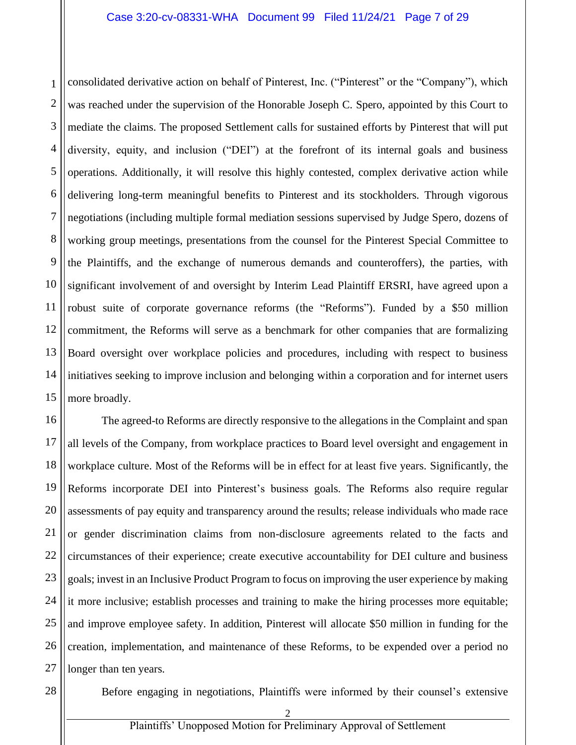consolidated derivative action on behalf of Pinterest, Inc. ("Pinterest" or the "Company"), which was reached under the supervision of the Honorable Joseph C. Spero, appointed by this Court to mediate the claims. The proposed Settlement calls for sustained efforts by Pinterest that will put diversity, equity, and inclusion ("DEI") at the forefront of its internal goals and business operations. Additionally, it will resolve this highly contested, complex derivative action while delivering long-term meaningful benefits to Pinterest and its stockholders. Through vigorous negotiations (including multiple formal mediation sessions supervised by Judge Spero, dozens of working group meetings, presentations from the counsel for the Pinterest Special Committee to the Plaintiffs, and the exchange of numerous demands and counteroffers), the parties, with significant involvement of and oversight by Interim Lead Plaintiff ERSRI, have agreed upon a robust suite of corporate governance reforms (the "Reforms"). Funded by a $50 million commitment, the Reforms will serve as a benchmark for other companies that are formalizing Board oversight over workplace policies and procedures, including with respect to business initiatives seeking to improve inclusion and belonging within a corporation and for internet users more broadly.

The agreed-to Reforms are directly responsive to the allegations in the Complaint and span all levels of the Company, from workplace practices to Board level oversight and engagement in workplace culture. Most of the Reforms will be in effect for at least five years. Significantly, the Reforms incorporate DEI into Pinterest's business goals. The Reforms also require regular assessments of pay equity and transparency around the results; release individuals who made race or gender discrimination claims from non-disclosure agreements related to the facts and circumstances of their experience; create executive accountability for DEI culture and business goals; invest in an Inclusive Product Program to focus on improving the user experience by making it more inclusive; establish processes and training to make the hiring processes more equitable; and improve employee safety. In addition, Pinterest will allocate $50 million in funding for the creation, implementation, and maintenance of these Reforms, to be expended over a period no longer than ten years.

Before engaging in negotiations, Plaintiffs were informed by their counsel's extensive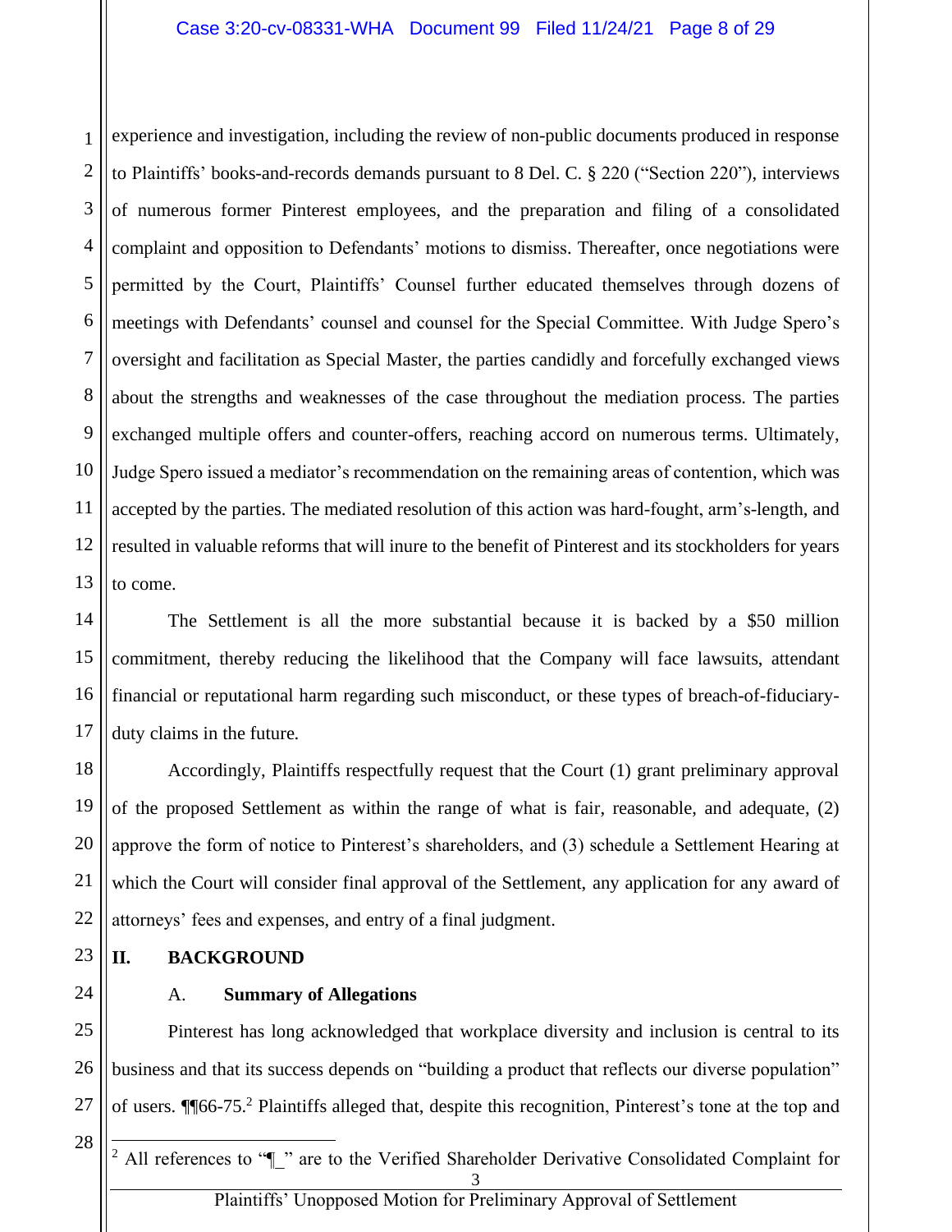experience and investigation, including the review of non-public documents produced in response to Plaintiffs' books-and-records demands pursuant to 8 Del. C. § 220 ("Section 220"), interviews of numerous former Pinterest employees, and the preparation and filing of a consolidated complaint and opposition to Defendants' motions to dismiss. Thereafter, once negotiations were permitted by the Court, Plaintiffs' Counsel further educated themselves through dozens of meetings with Defendants' counsel and counsel for the Special Committee. With Judge Spero's oversight and facilitation as Special Master, the parties candidly and forcefully exchanged views about the strengths and weaknesses of the case throughout the mediation process. The parties exchanged multiple offers and counter-offers, reaching accord on numerous terms. Ultimately, Judge Spero issued a mediator's recommendation on the remaining areas of contention, which was accepted by the parties. The mediated resolution of this action was hard-fought, arm's-length, and resulted in valuable reforms that will inure to the benefit of Pinterest and its stockholders for years to come.

The Settlement is all the more substantial because it is backed by a $50 million commitment, thereby reducing the likelihood that the Company will face lawsuits, attendant financial or reputational harm regarding such misconduct, or these types of breach-of-fiduciary-duty claims in the future.

Accordingly, Plaintiffs respectfully request that the Court (1) grant preliminary approval of the proposed Settlement as within the range of what is fair, reasonable, and adequate, (2) approve the form of notice to Pinterest's shareholders, and (3) schedule a Settlement Hearing at which the Court will consider final approval of the Settlement, any application for any award of attorneys' fees and expenses, and entry of a final judgment.

## II. BACKGROUND

### A. Summary of Allegations

Pinterest has long acknowledged that workplace diversity and inclusion is central to its business and that its success depends on "building a product that reflects our diverse population" of users. ¶¶66-75.[2] Plaintiffs alleged that, despite this recognition, Pinterest's tone at the top and

[2] All references to "¶_" are to the Verified Shareholder Derivative Consolidated Complaint for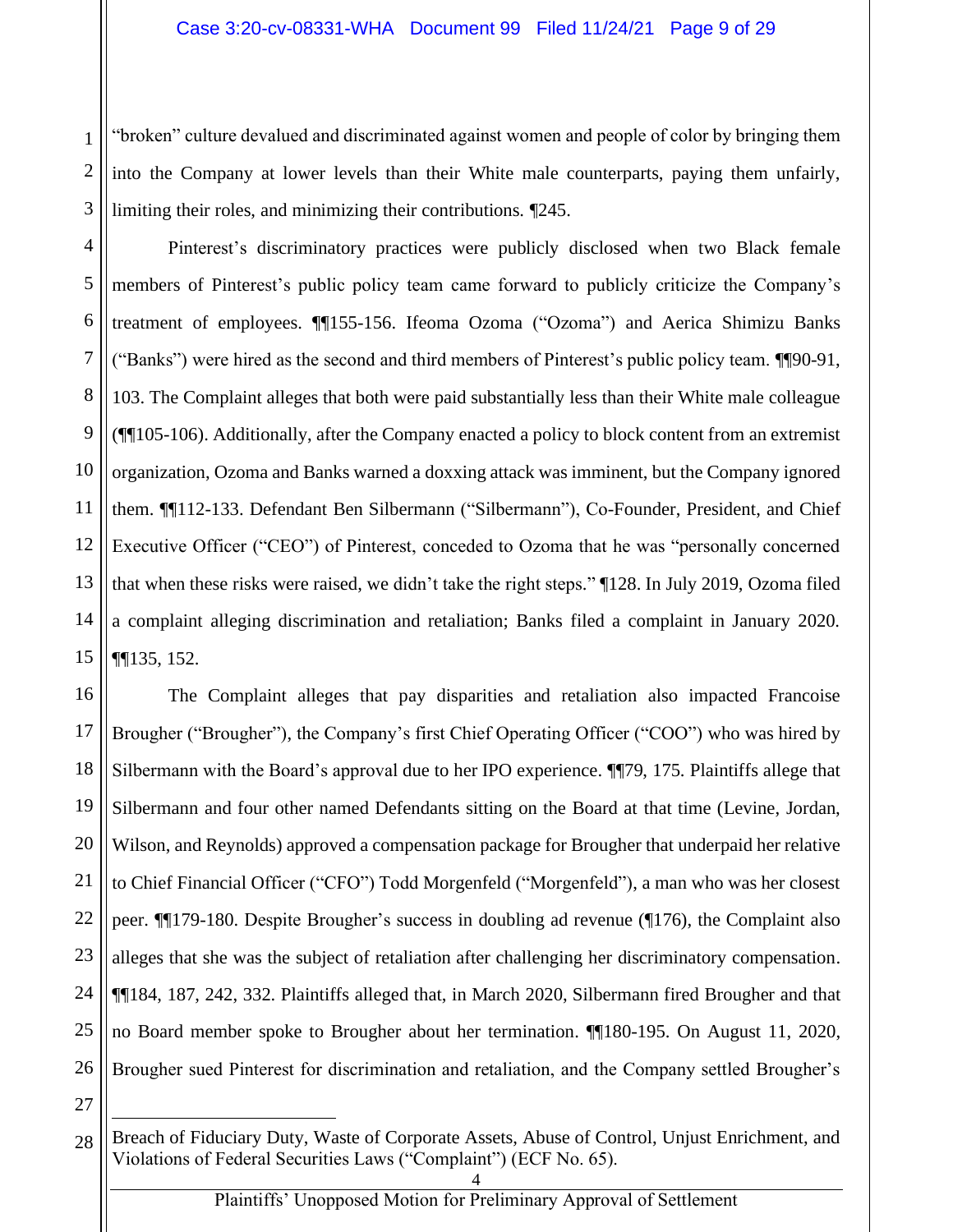"broken" culture devalued and discriminated against women and people of color by bringing them into the Company at lower levels than their White male counterparts, paying them unfairly, limiting their roles, and minimizing their contributions. ¶245.

Pinterest's discriminatory practices were publicly disclosed when two Black female members of Pinterest's public policy team came forward to publicly criticize the Company's treatment of employees. ¶¶155-156. Ifeoma Ozoma ("Ozoma") and Aerica Shimizu Banks ("Banks") were hired as the second and third members of Pinterest's public policy team. ¶¶90-91, 103. The Complaint alleges that both were paid substantially less than their White male colleague (¶¶105-106). Additionally, after the Company enacted a policy to block content from an extremist organization, Ozoma and Banks warned a doxxing attack was imminent, but the Company ignored them. ¶¶112-133. Defendant Ben Silbermann ("Silbermann"), Co-Founder, President, and Chief Executive Officer ("CEO") of Pinterest, conceded to Ozoma that he was "personally concerned that when these risks were raised, we didn't take the right steps." ¶128. In July 2019, Ozoma filed a complaint alleging discrimination and retaliation; Banks filed a complaint in January 2020. ¶¶135, 152.

The Complaint alleges that pay disparities and retaliation also impacted Francoise Brougher ("Brougher"), the Company's first Chief Operating Officer ("COO") who was hired by Silbermann with the Board's approval due to her IPO experience. ¶¶79, 175. Plaintiffs allege that Silbermann and four other named Defendants sitting on the Board at that time (Levine, Jordan, Wilson, and Reynolds) approved a compensation package for Brougher that underpaid her relative to Chief Financial Officer ("CFO") Todd Morgenfeld ("Morgenfeld"), a man who was her closest peer. ¶¶179-180. Despite Brougher's success in doubling ad revenue (¶176), the Complaint also alleges that she was the subject of retaliation after challenging her discriminatory compensation. ¶¶184, 187, 242, 332. Plaintiffs alleged that, in March 2020, Silbermann fired Brougher and that no Board member spoke to Brougher about her termination. ¶¶180-195. On August 11, 2020, Brougher sued Pinterest for discrimination and retaliation, and the Company settled Brougher's

---

Breach of Fiduciary Duty, Waste of Corporate Assets, Abuse of Control, Unjust Enrichment, and Violations of Federal Securities Laws ("Complaint") (ECF No. 65).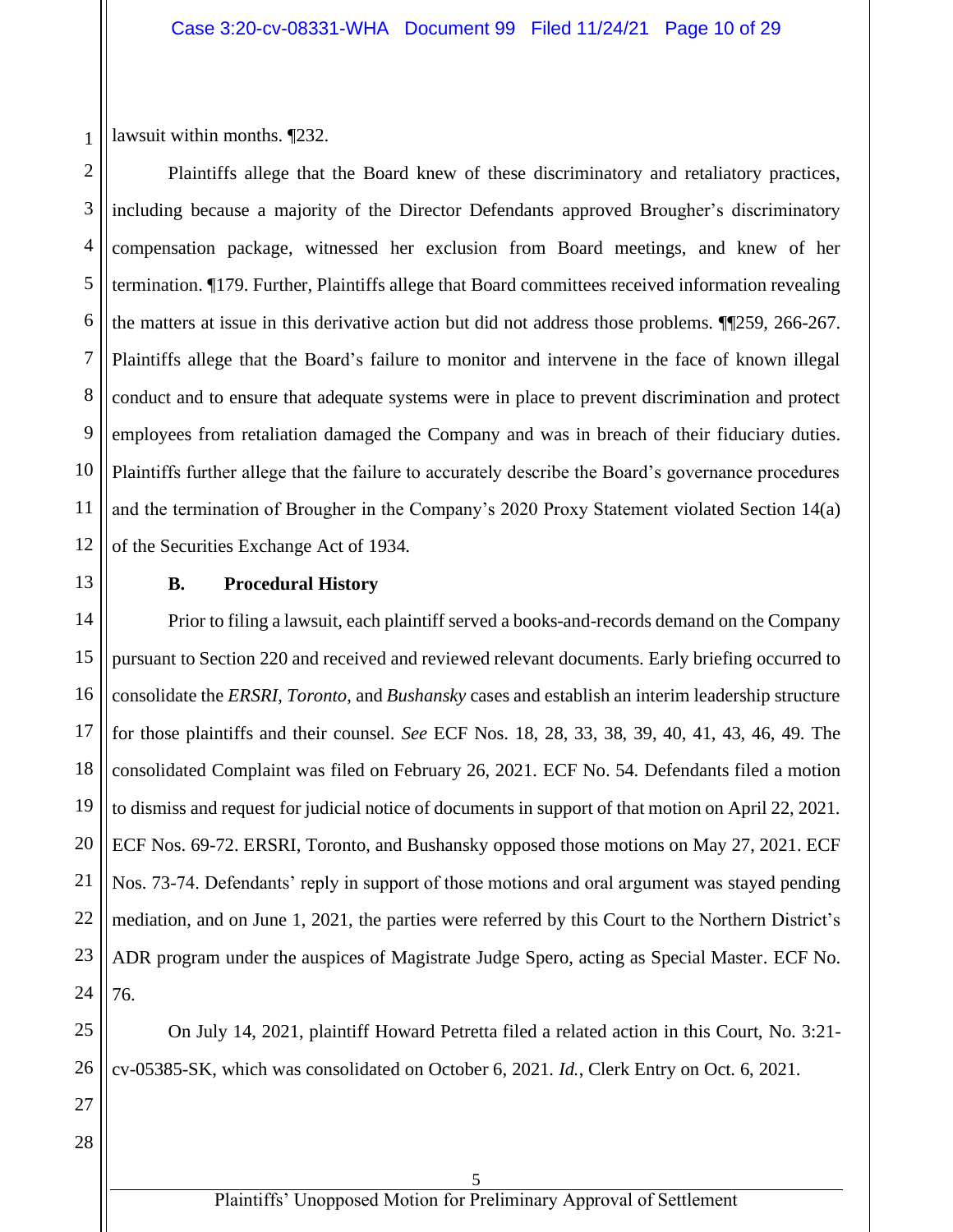lawsuit within months. ¶232.

Plaintiffs allege that the Board knew of these discriminatory and retaliatory practices, including because a majority of the Director Defendants approved Brougher's discriminatory compensation package, witnessed her exclusion from Board meetings, and knew of her termination. ¶179. Further, Plaintiffs allege that Board committees received information revealing the matters at issue in this derivative action but did not address those problems. ¶¶259, 266-267. Plaintiffs allege that the Board's failure to monitor and intervene in the face of known illegal conduct and to ensure that adequate systems were in place to prevent discrimination and protect employees from retaliation damaged the Company and was in breach of their fiduciary duties. Plaintiffs further allege that the failure to accurately describe the Board's governance procedures and the termination of Brougher in the Company's 2020 Proxy Statement violated Section 14(a) of the Securities Exchange Act of 1934.

### B. Procedural History

Prior to filing a lawsuit, each plaintiff served a books-and-records demand on the Company pursuant to Section 220 and received and reviewed relevant documents. Early briefing occurred to consolidate the *ERSRI*, *Toronto*, and *Bushansky* cases and establish an interim leadership structure for those plaintiffs and their counsel. *See* ECF Nos. 18, 28, 33, 38, 39, 40, 41, 43, 46, 49. The consolidated Complaint was filed on February 26, 2021. ECF No. 54. Defendants filed a motion to dismiss and request for judicial notice of documents in support of that motion on April 22, 2021. ECF Nos. 69-72. ERSRI, Toronto, and Bushansky opposed those motions on May 27, 2021. ECF Nos. 73-74. Defendants' reply in support of those motions and oral argument was stayed pending mediation, and on June 1, 2021, the parties were referred by this Court to the Northern District's ADR program under the auspices of Magistrate Judge Spero, acting as Special Master. ECF No. 76.

On July 14, 2021, plaintiff Howard Petretta filed a related action in this Court, No. 3:21-cv-05385-SK, which was consolidated on October 6, 2021. *Id.*, Clerk Entry on Oct. 6, 2021.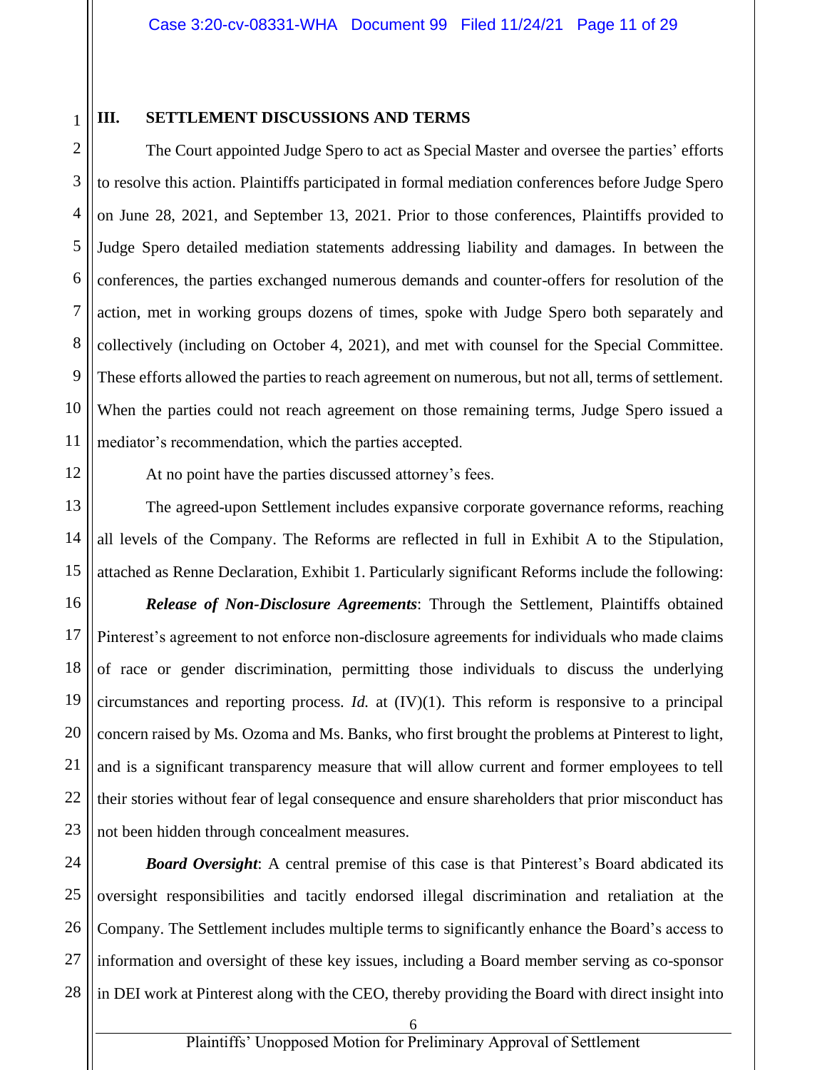## III. SETTLEMENT DISCUSSIONS AND TERMS

The Court appointed Judge Spero to act as Special Master and oversee the parties' efforts to resolve this action. Plaintiffs participated in formal mediation conferences before Judge Spero on June 28, 2021, and September 13, 2021. Prior to those conferences, Plaintiffs provided to Judge Spero detailed mediation statements addressing liability and damages. In between the conferences, the parties exchanged numerous demands and counter-offers for resolution of the action, met in working groups dozens of times, spoke with Judge Spero both separately and collectively (including on October 4, 2021), and met with counsel for the Special Committee. These efforts allowed the parties to reach agreement on numerous, but not all, terms of settlement. When the parties could not reach agreement on those remaining terms, Judge Spero issued a mediator's recommendation, which the parties accepted.

At no point have the parties discussed attorney's fees.

The agreed-upon Settlement includes expansive corporate governance reforms, reaching all levels of the Company. The Reforms are reflected in full in Exhibit A to the Stipulation, attached as Renne Declaration, Exhibit 1. Particularly significant Reforms include the following:

***Release of Non-Disclosure Agreements***: Through the Settlement, Plaintiffs obtained Pinterest's agreement to not enforce non-disclosure agreements for individuals who made claims of race or gender discrimination, permitting those individuals to discuss the underlying circumstances and reporting process. *Id.* at (IV)(1). This reform is responsive to a principal concern raised by Ms. Ozoma and Ms. Banks, who first brought the problems at Pinterest to light, and is a significant transparency measure that will allow current and former employees to tell their stories without fear of legal consequence and ensure shareholders that prior misconduct has not been hidden through concealment measures.

***Board Oversight***: A central premise of this case is that Pinterest's Board abdicated its oversight responsibilities and tacitly endorsed illegal discrimination and retaliation at the Company. The Settlement includes multiple terms to significantly enhance the Board's access to information and oversight of these key issues, including a Board member serving as co-sponsor in DEI work at Pinterest along with the CEO, thereby providing the Board with direct insight into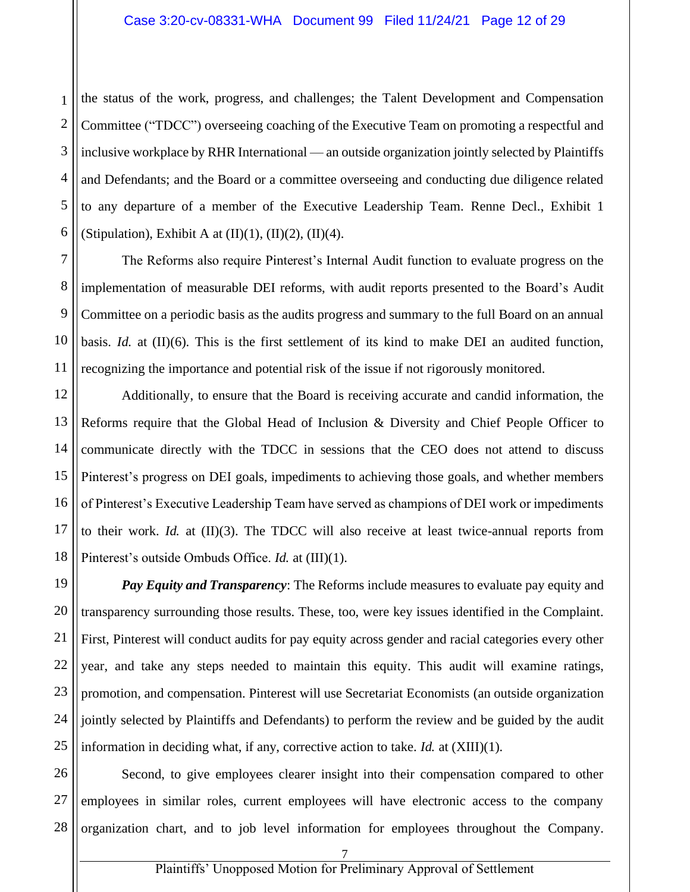the status of the work, progress, and challenges; the Talent Development and Compensation Committee ("TDCC") overseeing coaching of the Executive Team on promoting a respectful and inclusive workplace by RHR International — an outside organization jointly selected by Plaintiffs and Defendants; and the Board or a committee overseeing and conducting due diligence related to any departure of a member of the Executive Leadership Team. Renne Decl., Exhibit 1 (Stipulation), Exhibit A at (II)(1), (II)(2), (II)(4).

The Reforms also require Pinterest's Internal Audit function to evaluate progress on the implementation of measurable DEI reforms, with audit reports presented to the Board's Audit Committee on a periodic basis as the audits progress and summary to the full Board on an annual basis. *Id.* at (II)(6). This is the first settlement of its kind to make DEI an audited function, recognizing the importance and potential risk of the issue if not rigorously monitored.

Additionally, to ensure that the Board is receiving accurate and candid information, the Reforms require that the Global Head of Inclusion & Diversity and Chief People Officer to communicate directly with the TDCC in sessions that the CEO does not attend to discuss Pinterest's progress on DEI goals, impediments to achieving those goals, and whether members of Pinterest's Executive Leadership Team have served as champions of DEI work or impediments to their work. *Id.* at (II)(3). The TDCC will also receive at least twice-annual reports from Pinterest's outside Ombuds Office. *Id.* at (III)(1).

***Pay Equity and Transparency***: The Reforms include measures to evaluate pay equity and transparency surrounding those results. These, too, were key issues identified in the Complaint. First, Pinterest will conduct audits for pay equity across gender and racial categories every other year, and take any steps needed to maintain this equity. This audit will examine ratings, promotion, and compensation. Pinterest will use Secretariat Economists (an outside organization jointly selected by Plaintiffs and Defendants) to perform the review and be guided by the audit information in deciding what, if any, corrective action to take. *Id.* at (XIII)(1).

Second, to give employees clearer insight into their compensation compared to other employees in similar roles, current employees will have electronic access to the company organization chart, and to job level information for employees throughout the Company.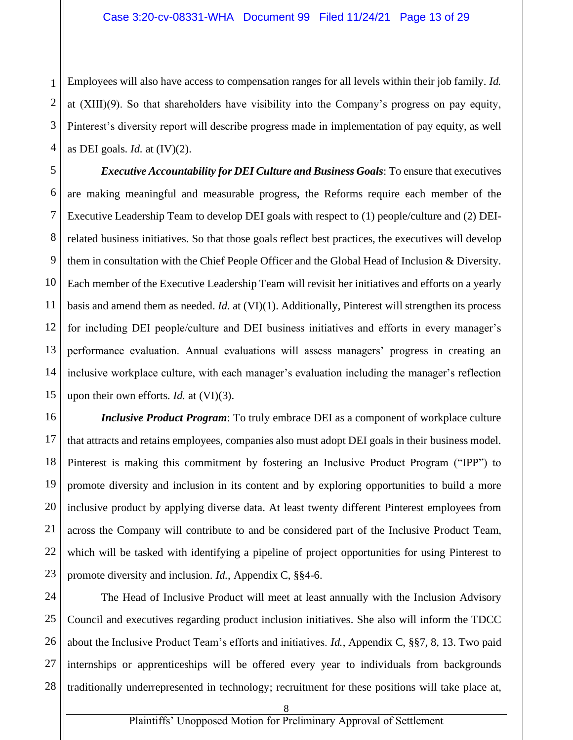Employees will also have access to compensation ranges for all levels within their job family. *Id.* at (XIII)(9). So that shareholders have visibility into the Company's progress on pay equity, Pinterest's diversity report will describe progress made in implementation of pay equity, as well as DEI goals. *Id.* at (IV)(2).

***Executive Accountability for DEI Culture and Business Goals***: To ensure that executives are making meaningful and measurable progress, the Reforms require each member of the Executive Leadership Team to develop DEI goals with respect to (1) people/culture and (2) DEI-related business initiatives. So that those goals reflect best practices, the executives will develop them in consultation with the Chief People Officer and the Global Head of Inclusion & Diversity. Each member of the Executive Leadership Team will revisit her initiatives and efforts on a yearly basis and amend them as needed. *Id.* at (VI)(1). Additionally, Pinterest will strengthen its process for including DEI people/culture and DEI business initiatives and efforts in every manager's performance evaluation. Annual evaluations will assess managers' progress in creating an inclusive workplace culture, with each manager's evaluation including the manager's reflection upon their own efforts. *Id.* at (VI)(3).

***Inclusive Product Program***: To truly embrace DEI as a component of workplace culture that attracts and retains employees, companies also must adopt DEI goals in their business model. Pinterest is making this commitment by fostering an Inclusive Product Program ("IPP") to promote diversity and inclusion in its content and by exploring opportunities to build a more inclusive product by applying diverse data. At least twenty different Pinterest employees from across the Company will contribute to and be considered part of the Inclusive Product Team, which will be tasked with identifying a pipeline of project opportunities for using Pinterest to promote diversity and inclusion. *Id.*, Appendix C, §§4-6.

The Head of Inclusive Product will meet at least annually with the Inclusion Advisory Council and executives regarding product inclusion initiatives. She also will inform the TDCC about the Inclusive Product Team's efforts and initiatives. *Id.*, Appendix C, §§7, 8, 13. Two paid internships or apprenticeships will be offered every year to individuals from backgrounds traditionally underrepresented in technology; recruitment for these positions will take place at,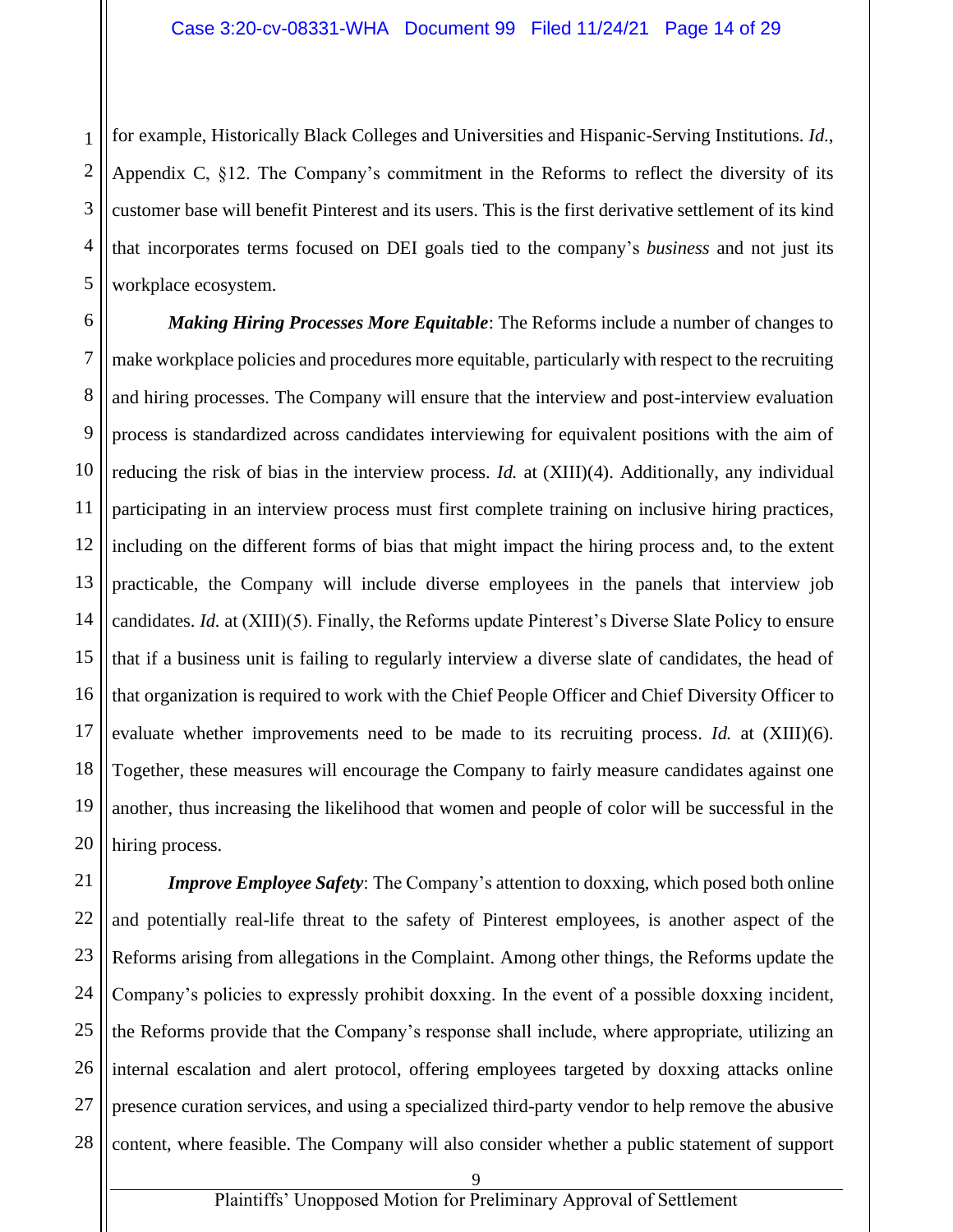for example, Historically Black Colleges and Universities and Hispanic-Serving Institutions. *Id.*, Appendix C, §12. The Company's commitment in the Reforms to reflect the diversity of its customer base will benefit Pinterest and its users. This is the first derivative settlement of its kind that incorporates terms focused on DEI goals tied to the company's *business* and not just its workplace ecosystem.

***Making Hiring Processes More Equitable***: The Reforms include a number of changes to make workplace policies and procedures more equitable, particularly with respect to the recruiting and hiring processes. The Company will ensure that the interview and post-interview evaluation process is standardized across candidates interviewing for equivalent positions with the aim of reducing the risk of bias in the interview process. *Id.* at (XIII)(4). Additionally, any individual participating in an interview process must first complete training on inclusive hiring practices, including on the different forms of bias that might impact the hiring process and, to the extent practicable, the Company will include diverse employees in the panels that interview job candidates. *Id.* at (XIII)(5). Finally, the Reforms update Pinterest's Diverse Slate Policy to ensure that if a business unit is failing to regularly interview a diverse slate of candidates, the head of that organization is required to work with the Chief People Officer and Chief Diversity Officer to evaluate whether improvements need to be made to its recruiting process. *Id.* at (XIII)(6). Together, these measures will encourage the Company to fairly measure candidates against one another, thus increasing the likelihood that women and people of color will be successful in the hiring process.

***Improve Employee Safety***: The Company's attention to doxxing, which posed both online and potentially real-life threat to the safety of Pinterest employees, is another aspect of the Reforms arising from allegations in the Complaint. Among other things, the Reforms update the Company's policies to expressly prohibit doxxing. In the event of a possible doxxing incident, the Reforms provide that the Company's response shall include, where appropriate, utilizing an internal escalation and alert protocol, offering employees targeted by doxxing attacks online presence curation services, and using a specialized third-party vendor to help remove the abusive content, where feasible. The Company will also consider whether a public statement of support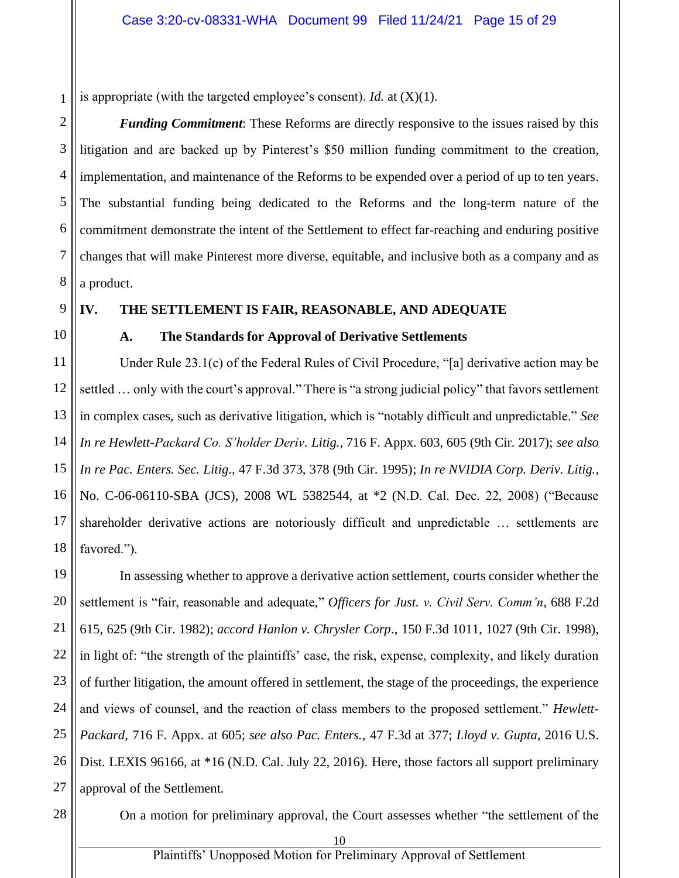is appropriate (with the targeted employee's consent). *Id.* at (X)(1).

***Funding Commitment***: These Reforms are directly responsive to the issues raised by this litigation and are backed up by Pinterest's $50 million funding commitment to the creation, implementation, and maintenance of the Reforms to be expended over a period of up to ten years. The substantial funding being dedicated to the Reforms and the long-term nature of the commitment demonstrate the intent of the Settlement to effect far-reaching and enduring positive changes that will make Pinterest more diverse, equitable, and inclusive both as a company and as a product.

## IV. THE SETTLEMENT IS FAIR, REASONABLE, AND ADEQUATE

### A. The Standards for Approval of Derivative Settlements

Under Rule 23.1(c) of the Federal Rules of Civil Procedure, "[a] derivative action may be settled … only with the court's approval." There is "a strong judicial policy" that favors settlement in complex cases, such as derivative litigation, which is "notably difficult and unpredictable." *See In re Hewlett-Packard Co. S'holder Deriv. Litig.*, 716 F. Appx. 603, 605 (9th Cir. 2017); *see also In re Pac. Enters. Sec. Litig.*, 47 F.3d 373, 378 (9th Cir. 1995); *In re NVIDIA Corp. Deriv. Litig.*, No. C-06-06110-SBA (JCS), 2008 WL 5382544, at *2 (N.D. Cal. Dec. 22, 2008) ("Because shareholder derivative actions are notoriously difficult and unpredictable … settlements are favored.").

In assessing whether to approve a derivative action settlement, courts consider whether the settlement is "fair, reasonable and adequate," *Officers for Just. v. Civil Serv. Comm'n*, 688 F.2d 615, 625 (9th Cir. 1982); *accord Hanlon v. Chrysler Corp*., 150 F.3d 1011, 1027 (9th Cir. 1998), in light of: "the strength of the plaintiffs' case, the risk, expense, complexity, and likely duration of further litigation, the amount offered in settlement, the stage of the proceedings, the experience and views of counsel, and the reaction of class members to the proposed settlement." *Hewlett-Packard*, 716 F. Appx. at 605; *see also Pac. Enters.*, 47 F.3d at 377; *Lloyd v. Gupta*, 2016 U.S. Dist. LEXIS 96166, at *16 (N.D. Cal. July 22, 2016). Here, those factors all support preliminary approval of the Settlement.

On a motion for preliminary approval, the Court assesses whether "the settlement of the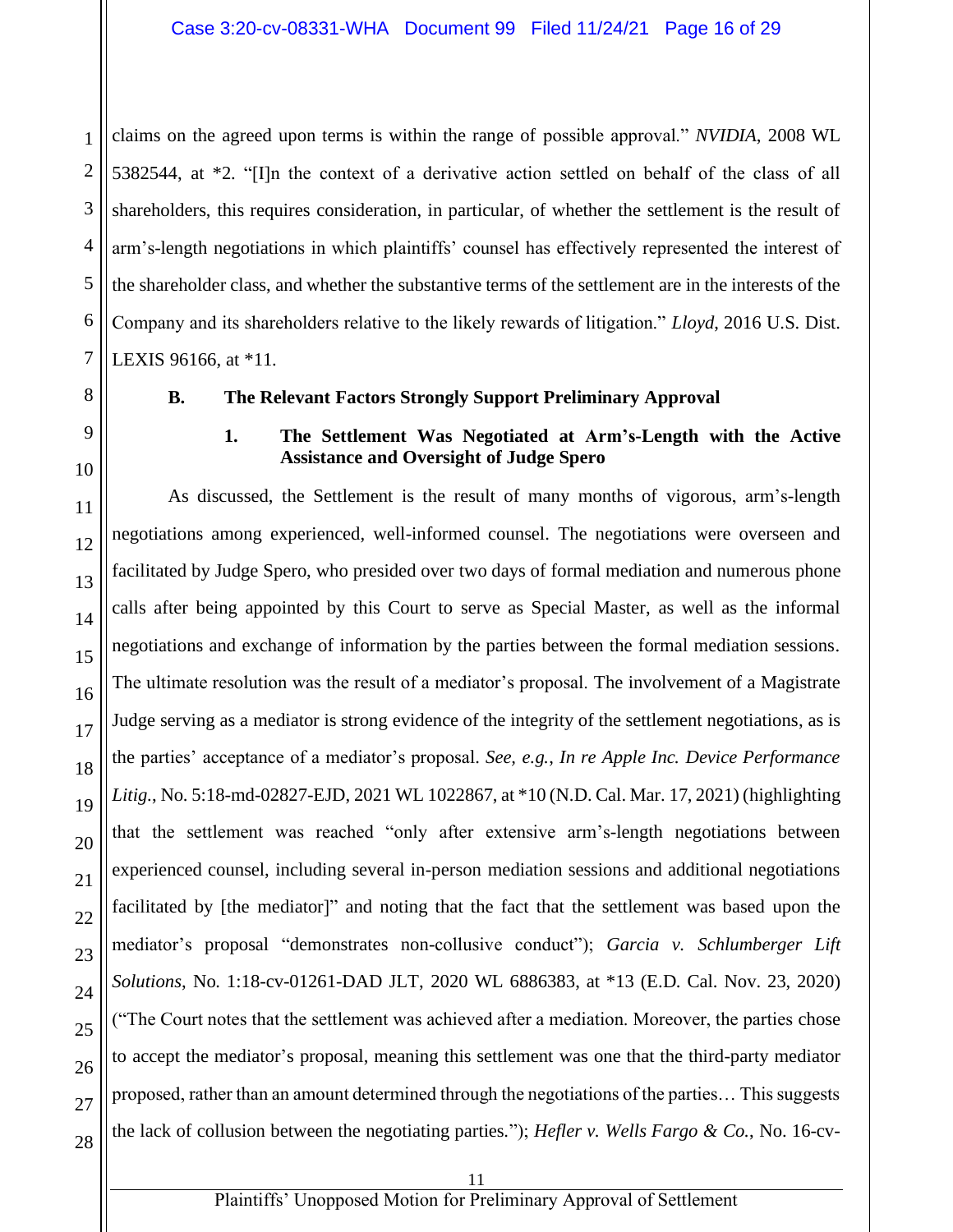claims on the agreed upon terms is within the range of possible approval." *NVIDIA*, 2008 WL 5382544, at *2. "[I]n the context of a derivative action settled on behalf of the class of all shareholders, this requires consideration, in particular, of whether the settlement is the result of arm's-length negotiations in which plaintiffs' counsel has effectively represented the interest of the shareholder class, and whether the substantive terms of the settlement are in the interests of the Company and its shareholders relative to the likely rewards of litigation." *Lloyd*, 2016 U.S. Dist. LEXIS 96166, at *11.

### B. The Relevant Factors Strongly Support Preliminary Approval

#### 1. The Settlement Was Negotiated at Arm's-Length with the Active Assistance and Oversight of Judge Spero

As discussed, the Settlement is the result of many months of vigorous, arm's-length negotiations among experienced, well-informed counsel. The negotiations were overseen and facilitated by Judge Spero, who presided over two days of formal mediation and numerous phone calls after being appointed by this Court to serve as Special Master, as well as the informal negotiations and exchange of information by the parties between the formal mediation sessions. The ultimate resolution was the result of a mediator's proposal. The involvement of a Magistrate Judge serving as a mediator is strong evidence of the integrity of the settlement negotiations, as is the parties' acceptance of a mediator's proposal. *See, e.g.*, *In re Apple Inc. Device Performance Litig.*, No. 5:18-md-02827-EJD, 2021 WL 1022867, at *10 (N.D. Cal. Mar. 17, 2021) (highlighting that the settlement was reached "only after extensive arm's-length negotiations between experienced counsel, including several in-person mediation sessions and additional negotiations facilitated by [the mediator]" and noting that the fact that the settlement was based upon the mediator's proposal "demonstrates non-collusive conduct"); *Garcia v. Schlumberger Lift Solutions*, No. 1:18-cv-01261-DAD JLT, 2020 WL 6886383, at *13 (E.D. Cal. Nov. 23, 2020) ("The Court notes that the settlement was achieved after a mediation. Moreover, the parties chose to accept the mediator's proposal, meaning this settlement was one that the third-party mediator proposed, rather than an amount determined through the negotiations of the parties… This suggests the lack of collusion between the negotiating parties."); *Hefler v. Wells Fargo & Co.*, No. 16-cv-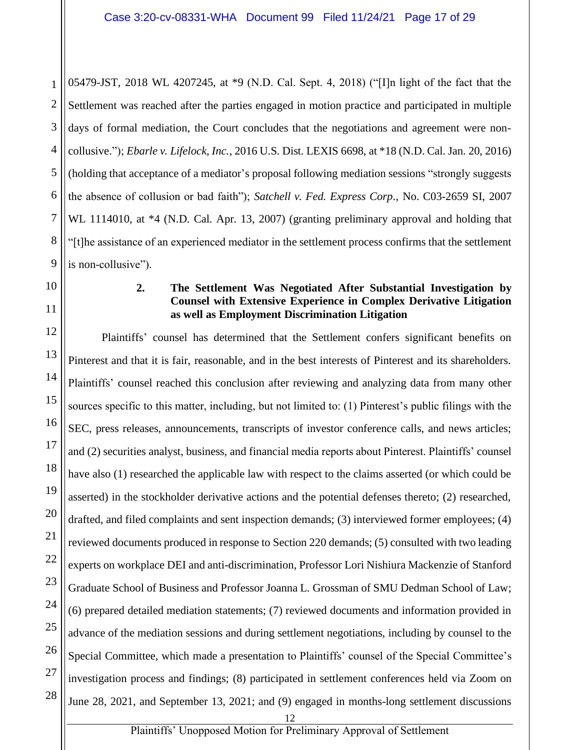05479-JST, 2018 WL 4207245, at *9 (N.D. Cal. Sept. 4, 2018) ("[I]n light of the fact that the Settlement was reached after the parties engaged in motion practice and participated in multiple days of formal mediation, the Court concludes that the negotiations and agreement were non-collusive."); *Ebarle v. Lifelock, Inc.*, 2016 U.S. Dist. LEXIS 6698, at *18 (N.D. Cal. Jan. 20, 2016) (holding that acceptance of a mediator's proposal following mediation sessions "strongly suggests the absence of collusion or bad faith"); *Satchell v. Fed. Express Corp*., No. C03-2659 SI, 2007 WL 1114010, at *4 (N.D. Cal. Apr. 13, 2007) (granting preliminary approval and holding that "[t]he assistance of an experienced mediator in the settlement process confirms that the settlement is non-collusive").

### 2. The Settlement Was Negotiated After Substantial Investigation by Counsel with Extensive Experience in Complex Derivative Litigation as well as Employment Discrimination Litigation

Plaintiffs' counsel has determined that the Settlement confers significant benefits on Pinterest and that it is fair, reasonable, and in the best interests of Pinterest and its shareholders. Plaintiffs' counsel reached this conclusion after reviewing and analyzing data from many other sources specific to this matter, including, but not limited to: (1) Pinterest's public filings with the SEC, press releases, announcements, transcripts of investor conference calls, and news articles; and (2) securities analyst, business, and financial media reports about Pinterest. Plaintiffs' counsel have also (1) researched the applicable law with respect to the claims asserted (or which could be asserted) in the stockholder derivative actions and the potential defenses thereto; (2) researched, drafted, and filed complaints and sent inspection demands; (3) interviewed former employees; (4) reviewed documents produced in response to Section 220 demands; (5) consulted with two leading experts on workplace DEI and anti-discrimination, Professor Lori Nishiura Mackenzie of Stanford Graduate School of Business and Professor Joanna L. Grossman of SMU Dedman School of Law; (6) prepared detailed mediation statements; (7) reviewed documents and information provided in advance of the mediation sessions and during settlement negotiations, including by counsel to the Special Committee, which made a presentation to Plaintiffs' counsel of the Special Committee's investigation process and findings; (8) participated in settlement conferences held via Zoom on June 28, 2021, and September 13, 2021; and (9) engaged in months-long settlement discussions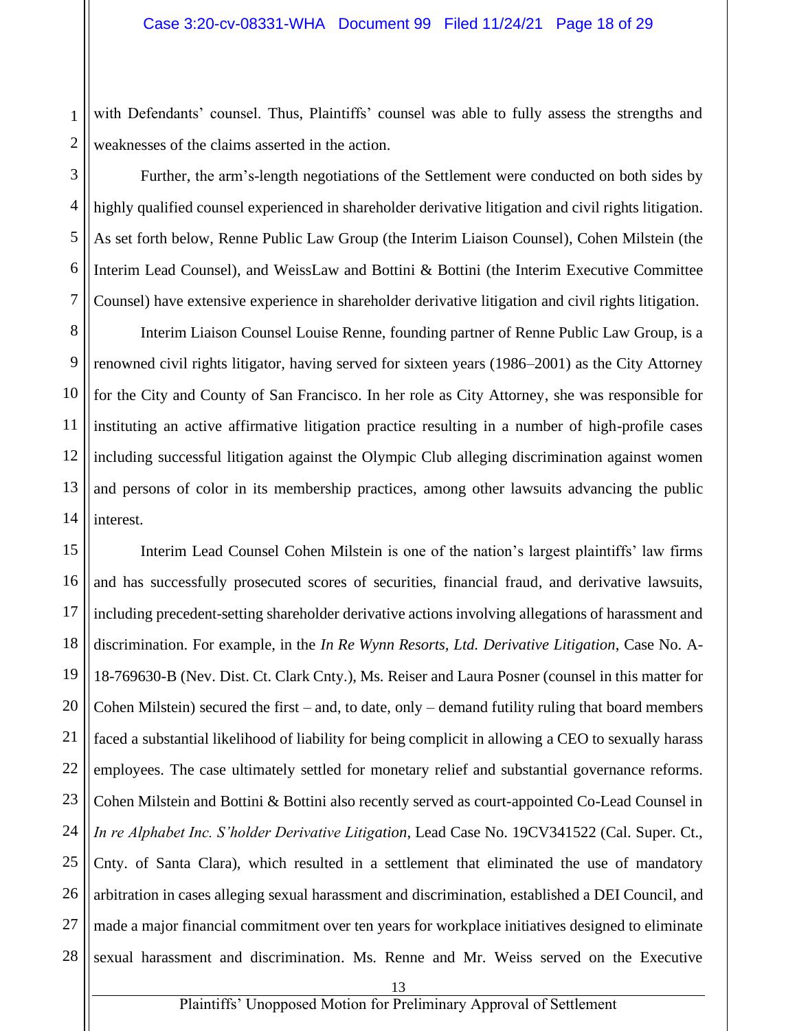with Defendants' counsel. Thus, Plaintiffs' counsel was able to fully assess the strengths and weaknesses of the claims asserted in the action.

Further, the arm's-length negotiations of the Settlement were conducted on both sides by highly qualified counsel experienced in shareholder derivative litigation and civil rights litigation. As set forth below, Renne Public Law Group (the Interim Liaison Counsel), Cohen Milstein (the Interim Lead Counsel), and WeissLaw and Bottini & Bottini (the Interim Executive Committee Counsel) have extensive experience in shareholder derivative litigation and civil rights litigation.

Interim Liaison Counsel Louise Renne, founding partner of Renne Public Law Group, is a renowned civil rights litigator, having served for sixteen years (1986–2001) as the City Attorney for the City and County of San Francisco. In her role as City Attorney, she was responsible for instituting an active affirmative litigation practice resulting in a number of high-profile cases including successful litigation against the Olympic Club alleging discrimination against women and persons of color in its membership practices, among other lawsuits advancing the public interest.

Interim Lead Counsel Cohen Milstein is one of the nation's largest plaintiffs' law firms and has successfully prosecuted scores of securities, financial fraud, and derivative lawsuits, including precedent-setting shareholder derivative actions involving allegations of harassment and discrimination. For example, in the *In Re Wynn Resorts, Ltd. Derivative Litigation*, Case No. A-18-769630-B (Nev. Dist. Ct. Clark Cnty.), Ms. Reiser and Laura Posner (counsel in this matter for Cohen Milstein) secured the first – and, to date, only – demand futility ruling that board members faced a substantial likelihood of liability for being complicit in allowing a CEO to sexually harass employees. The case ultimately settled for monetary relief and substantial governance reforms. Cohen Milstein and Bottini & Bottini also recently served as court-appointed Co-Lead Counsel in *In re Alphabet Inc. S'holder Derivative Litigation*, Lead Case No. 19CV341522 (Cal. Super. Ct., Cnty. of Santa Clara), which resulted in a settlement that eliminated the use of mandatory arbitration in cases alleging sexual harassment and discrimination, established a DEI Council, and made a major financial commitment over ten years for workplace initiatives designed to eliminate sexual harassment and discrimination. Ms. Renne and Mr. Weiss served on the Executive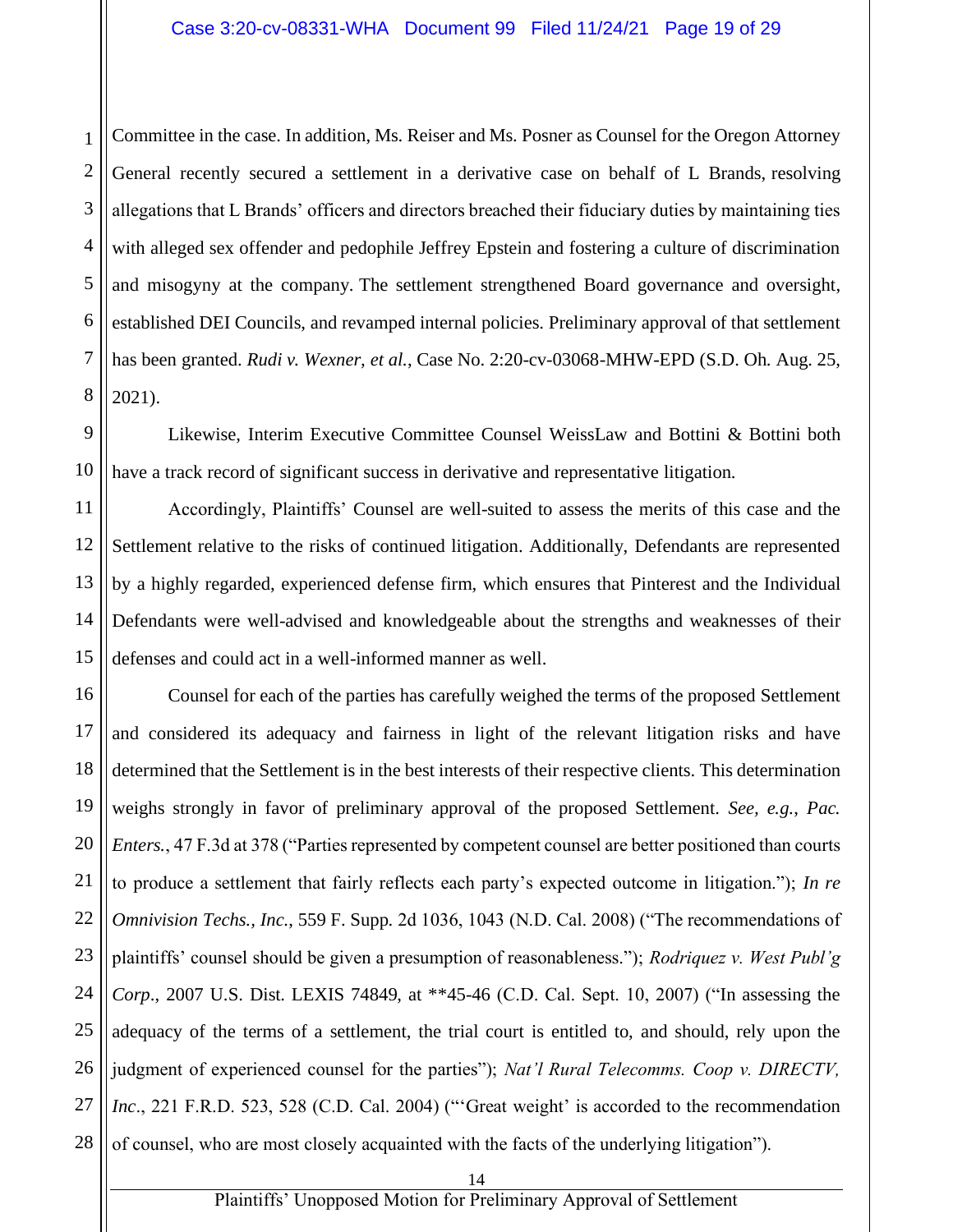Committee in the case. In addition, Ms. Reiser and Ms. Posner as Counsel for the Oregon Attorney General recently secured a settlement in a derivative case on behalf of L Brands, resolving allegations that L Brands' officers and directors breached their fiduciary duties by maintaining ties with alleged sex offender and pedophile Jeffrey Epstein and fostering a culture of discrimination and misogyny at the company. The settlement strengthened Board governance and oversight, established DEI Councils, and revamped internal policies. Preliminary approval of that settlement has been granted. *Rudi v. Wexner, et al.*, Case No. 2:20-cv-03068-MHW-EPD (S.D. Oh. Aug. 25, 2021).

Likewise, Interim Executive Committee Counsel WeissLaw and Bottini & Bottini both have a track record of significant success in derivative and representative litigation.

Accordingly, Plaintiffs' Counsel are well-suited to assess the merits of this case and the Settlement relative to the risks of continued litigation. Additionally, Defendants are represented by a highly regarded, experienced defense firm, which ensures that Pinterest and the Individual Defendants were well-advised and knowledgeable about the strengths and weaknesses of their defenses and could act in a well-informed manner as well.

Counsel for each of the parties has carefully weighed the terms of the proposed Settlement and considered its adequacy and fairness in light of the relevant litigation risks and have determined that the Settlement is in the best interests of their respective clients. This determination weighs strongly in favor of preliminary approval of the proposed Settlement. *See, e.g.*, *Pac. Enters.*, 47 F.3d at 378 ("Parties represented by competent counsel are better positioned than courts to produce a settlement that fairly reflects each party's expected outcome in litigation."); *In re Omnivision Techs., Inc.,* 559 F. Supp. 2d 1036, 1043 (N.D. Cal. 2008) ("The recommendations of plaintiffs' counsel should be given a presumption of reasonableness."); *Rodriquez v. West Publ'g Corp*., 2007 U.S. Dist. LEXIS 74849, at **45-46 (C.D. Cal. Sept. 10, 2007) ("In assessing the adequacy of the terms of a settlement, the trial court is entitled to, and should, rely upon the judgment of experienced counsel for the parties"); *Nat'l Rural Telecomms. Coop v. DIRECTV, Inc*., 221 F.R.D. 523, 528 (C.D. Cal. 2004) ("'Great weight' is accorded to the recommendation of counsel, who are most closely acquainted with the facts of the underlying litigation").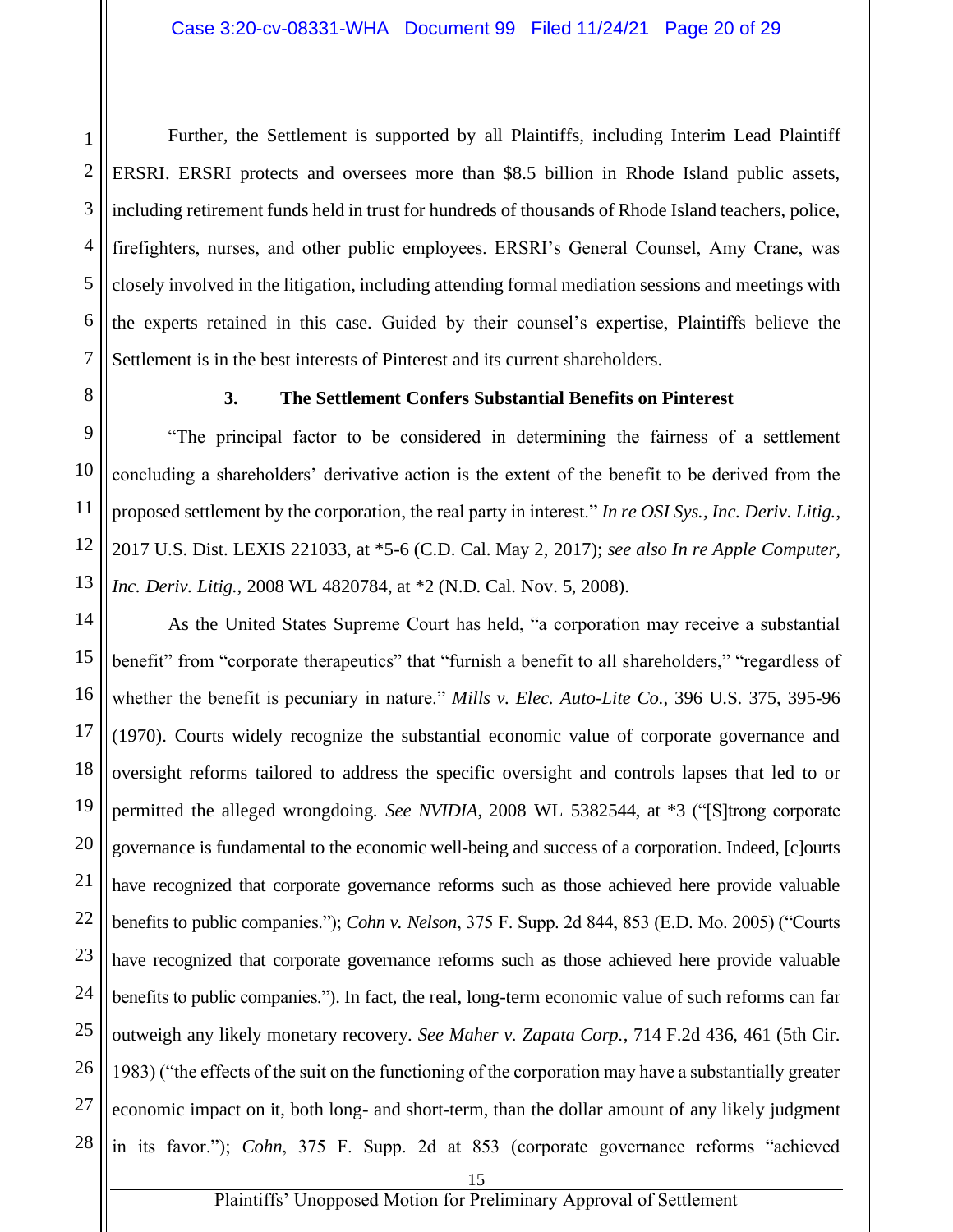Further, the Settlement is supported by all Plaintiffs, including Interim Lead Plaintiff ERSRI. ERSRI protects and oversees more than $8.5 billion in Rhode Island public assets, including retirement funds held in trust for hundreds of thousands of Rhode Island teachers, police, firefighters, nurses, and other public employees. ERSRI's General Counsel, Amy Crane, was closely involved in the litigation, including attending formal mediation sessions and meetings with the experts retained in this case. Guided by their counsel's expertise, Plaintiffs believe the Settlement is in the best interests of Pinterest and its current shareholders.

### 3. The Settlement Confers Substantial Benefits on Pinterest

"The principal factor to be considered in determining the fairness of a settlement concluding a shareholders' derivative action is the extent of the benefit to be derived from the proposed settlement by the corporation, the real party in interest." *In re OSI Sys., Inc. Deriv. Litig.*, 2017 U.S. Dist. LEXIS 221033, at *5-6 (C.D. Cal. May 2, 2017); *see also In re Apple Computer, Inc. Deriv. Litig.*, 2008 WL 4820784, at *2 (N.D. Cal. Nov. 5, 2008).

As the United States Supreme Court has held, "a corporation may receive a substantial benefit" from "corporate therapeutics" that "furnish a benefit to all shareholders," "regardless of whether the benefit is pecuniary in nature." *Mills v. Elec. Auto-Lite Co.*, 396 U.S. 375, 395-96 (1970). Courts widely recognize the substantial economic value of corporate governance and oversight reforms tailored to address the specific oversight and controls lapses that led to or permitted the alleged wrongdoing. *See NVIDIA*, 2008 WL 5382544, at *3 ("[S]trong corporate governance is fundamental to the economic well-being and success of a corporation. Indeed, [c]ourts have recognized that corporate governance reforms such as those achieved here provide valuable benefits to public companies."); *Cohn v. Nelson*, 375 F. Supp. 2d 844, 853 (E.D. Mo. 2005) ("Courts have recognized that corporate governance reforms such as those achieved here provide valuable benefits to public companies."). In fact, the real, long-term economic value of such reforms can far outweigh any likely monetary recovery. *See Maher v. Zapata Corp.*, 714 F.2d 436, 461 (5th Cir. 1983) ("the effects of the suit on the functioning of the corporation may have a substantially greater economic impact on it, both long- and short-term, than the dollar amount of any likely judgment in its favor."); *Cohn*, 375 F. Supp. 2d at 853 (corporate governance reforms "achieved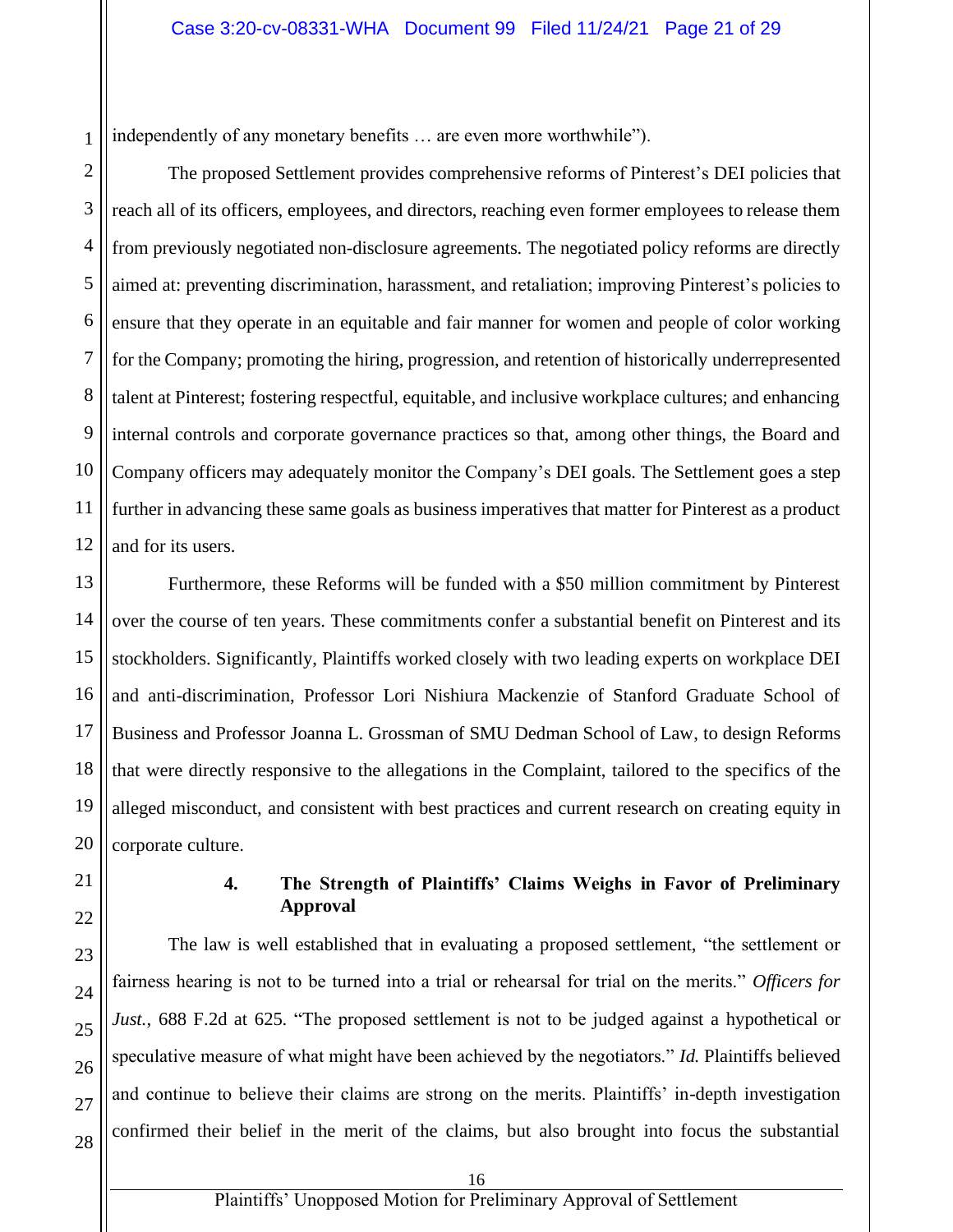independently of any monetary benefits … are even more worthwhile”).

The proposed Settlement provides comprehensive reforms of Pinterest’s DEI policies that reach all of its officers, employees, and directors, reaching even former employees to release them from previously negotiated non-disclosure agreements. The negotiated policy reforms are directly aimed at: preventing discrimination, harassment, and retaliation; improving Pinterest’s policies to ensure that they operate in an equitable and fair manner for women and people of color working for the Company; promoting the hiring, progression, and retention of historically underrepresented talent at Pinterest; fostering respectful, equitable, and inclusive workplace cultures; and enhancing internal controls and corporate governance practices so that, among other things, the Board and Company officers may adequately monitor the Company’s DEI goals. The Settlement goes a step further in advancing these same goals as business imperatives that matter for Pinterest as a product and for its users.

Furthermore, these Reforms will be funded with a $50 million commitment by Pinterest over the course of ten years. These commitments confer a substantial benefit on Pinterest and its stockholders. Significantly, Plaintiffs worked closely with two leading experts on workplace DEI and anti-discrimination, Professor Lori Nishiura Mackenzie of Stanford Graduate School of Business and Professor Joanna L. Grossman of SMU Dedman School of Law, to design Reforms that were directly responsive to the allegations in the Complaint, tailored to the specifics of the alleged misconduct, and consistent with best practices and current research on creating equity in corporate culture.

#### 4. The Strength of Plaintiffs’ Claims Weighs in Favor of Preliminary Approval

The law is well established that in evaluating a proposed settlement, “the settlement or fairness hearing is not to be turned into a trial or rehearsal for trial on the merits.” *Officers for Just.*, 688 F.2d at 625. “The proposed settlement is not to be judged against a hypothetical or speculative measure of what might have been achieved by the negotiators.” *Id.* Plaintiffs believed and continue to believe their claims are strong on the merits. Plaintiffs’ in-depth investigation confirmed their belief in the merit of the claims, but also brought into focus the substantial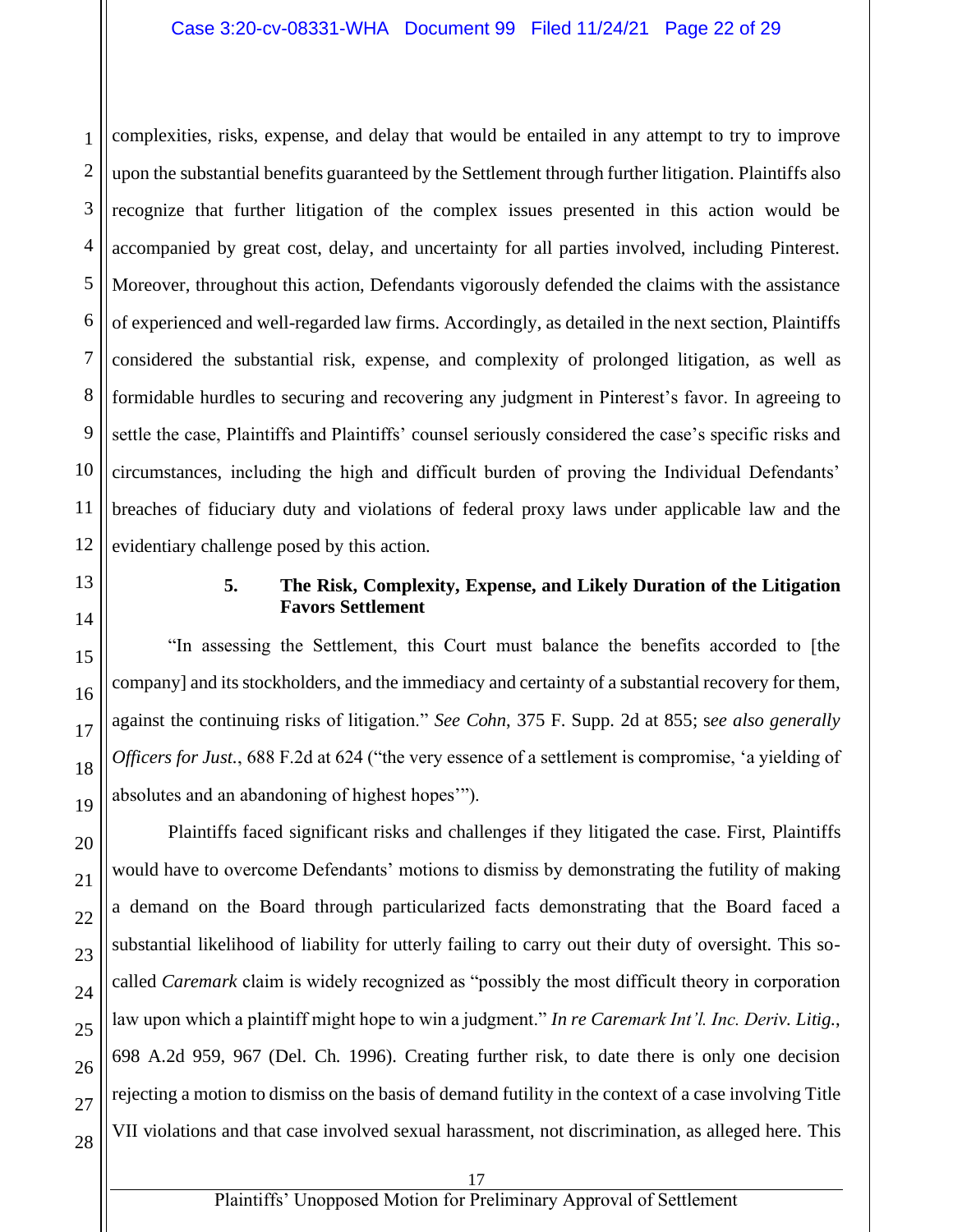complexities, risks, expense, and delay that would be entailed in any attempt to try to improve upon the substantial benefits guaranteed by the Settlement through further litigation. Plaintiffs also recognize that further litigation of the complex issues presented in this action would be accompanied by great cost, delay, and uncertainty for all parties involved, including Pinterest. Moreover, throughout this action, Defendants vigorously defended the claims with the assistance of experienced and well-regarded law firms. Accordingly, as detailed in the next section, Plaintiffs considered the substantial risk, expense, and complexity of prolonged litigation, as well as formidable hurdles to securing and recovering any judgment in Pinterest's favor. In agreeing to settle the case, Plaintiffs and Plaintiffs' counsel seriously considered the case's specific risks and circumstances, including the high and difficult burden of proving the Individual Defendants' breaches of fiduciary duty and violations of federal proxy laws under applicable law and the evidentiary challenge posed by this action.

#### 5. The Risk, Complexity, Expense, and Likely Duration of the Litigation Favors Settlement

"In assessing the Settlement, this Court must balance the benefits accorded to [the company] and its stockholders, and the immediacy and certainty of a substantial recovery for them, against the continuing risks of litigation." *See Cohn*, 375 F. Supp. 2d at 855; s*ee also generally Officers for Just.*, 688 F.2d at 624 ("the very essence of a settlement is compromise, 'a yielding of absolutes and an abandoning of highest hopes'").

Plaintiffs faced significant risks and challenges if they litigated the case. First, Plaintiffs would have to overcome Defendants' motions to dismiss by demonstrating the futility of making a demand on the Board through particularized facts demonstrating that the Board faced a substantial likelihood of liability for utterly failing to carry out their duty of oversight. This so-called *Caremark* claim is widely recognized as "possibly the most difficult theory in corporation law upon which a plaintiff might hope to win a judgment." *In re Caremark Int'l. Inc. Deriv. Litig.*, 698 A.2d 959, 967 (Del. Ch. 1996). Creating further risk, to date there is only one decision rejecting a motion to dismiss on the basis of demand futility in the context of a case involving Title VII violations and that case involved sexual harassment, not discrimination, as alleged here. This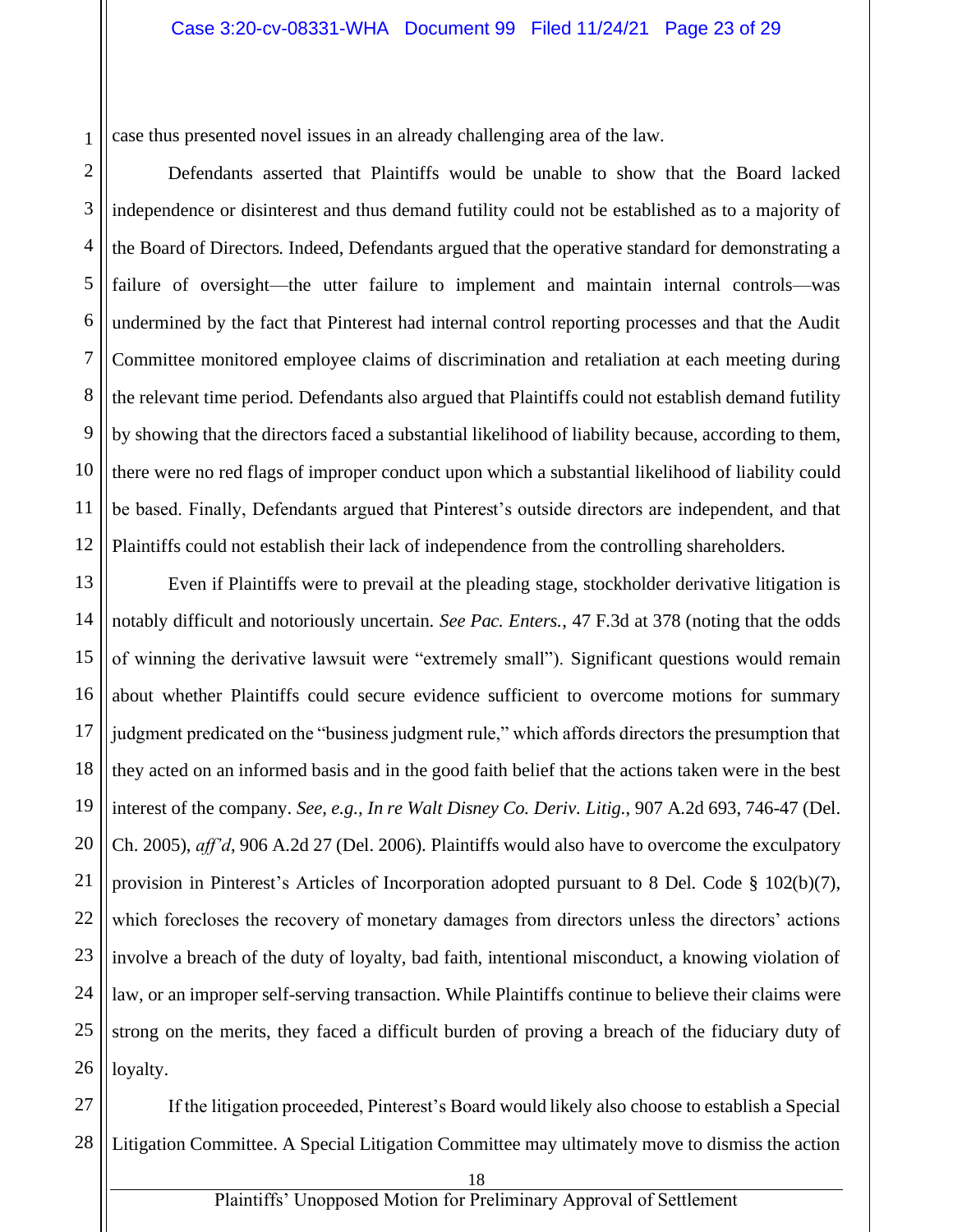case thus presented novel issues in an already challenging area of the law.

Defendants asserted that Plaintiffs would be unable to show that the Board lacked independence or disinterest and thus demand futility could not be established as to a majority of the Board of Directors. Indeed, Defendants argued that the operative standard for demonstrating a failure of oversight—the utter failure to implement and maintain internal controls—was undermined by the fact that Pinterest had internal control reporting processes and that the Audit Committee monitored employee claims of discrimination and retaliation at each meeting during the relevant time period. Defendants also argued that Plaintiffs could not establish demand futility by showing that the directors faced a substantial likelihood of liability because, according to them, there were no red flags of improper conduct upon which a substantial likelihood of liability could be based. Finally, Defendants argued that Pinterest's outside directors are independent, and that Plaintiffs could not establish their lack of independence from the controlling shareholders.

Even if Plaintiffs were to prevail at the pleading stage, stockholder derivative litigation is notably difficult and notoriously uncertain. *See Pac. Enters.*, 47 F.3d at 378 (noting that the odds of winning the derivative lawsuit were "extremely small"). Significant questions would remain about whether Plaintiffs could secure evidence sufficient to overcome motions for summary judgment predicated on the "business judgment rule," which affords directors the presumption that they acted on an informed basis and in the good faith belief that the actions taken were in the best interest of the company. *See, e.g., In re Walt Disney Co. Deriv. Litig.*, 907 A.2d 693, 746-47 (Del. Ch. 2005), *aff'd*, 906 A.2d 27 (Del. 2006). Plaintiffs would also have to overcome the exculpatory provision in Pinterest's Articles of Incorporation adopted pursuant to 8 Del. Code § 102(b)(7), which forecloses the recovery of monetary damages from directors unless the directors' actions involve a breach of the duty of loyalty, bad faith, intentional misconduct, a knowing violation of law, or an improper self-serving transaction. While Plaintiffs continue to believe their claims were strong on the merits, they faced a difficult burden of proving a breach of the fiduciary duty of loyalty.

If the litigation proceeded, Pinterest's Board would likely also choose to establish a Special Litigation Committee. A Special Litigation Committee may ultimately move to dismiss the action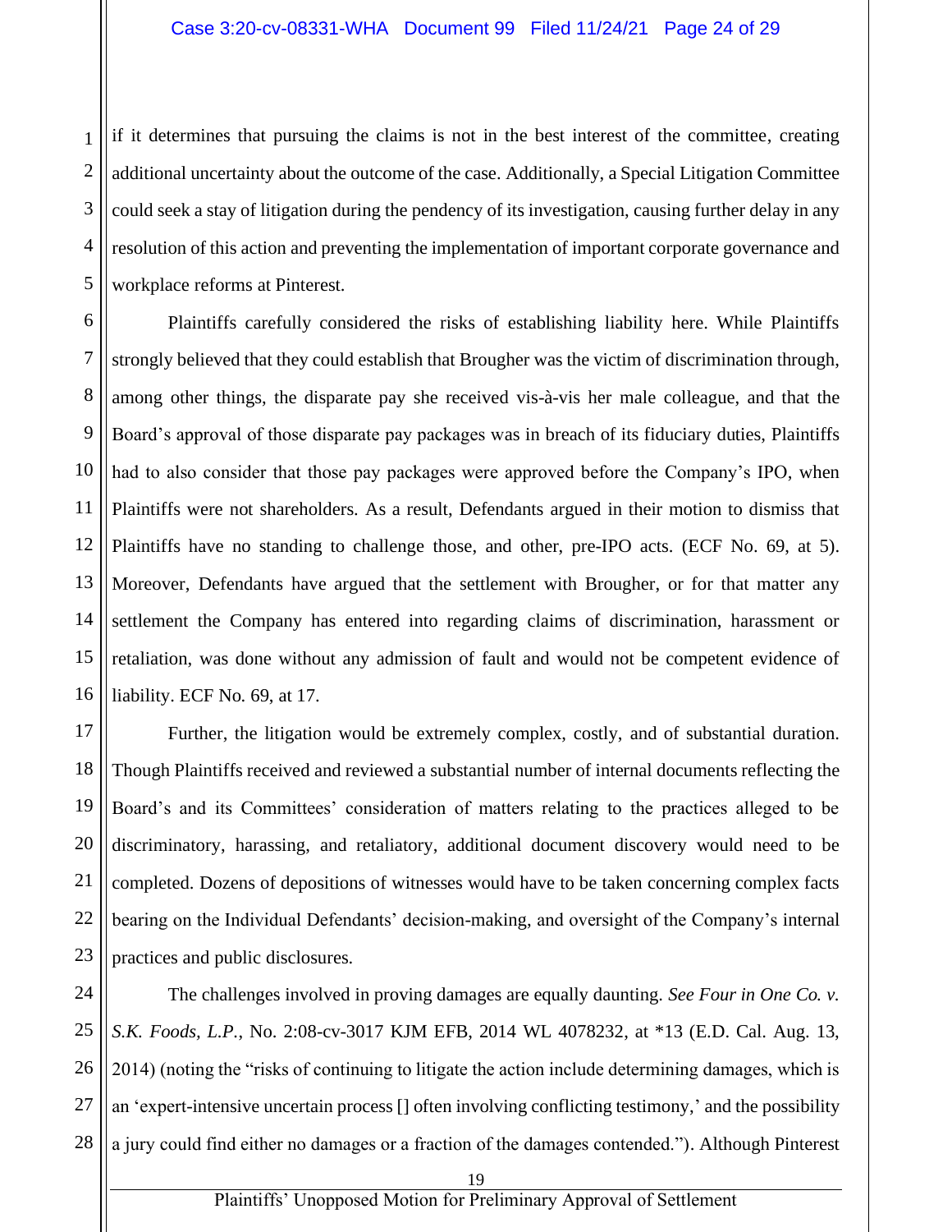if it determines that pursuing the claims is not in the best interest of the committee, creating additional uncertainty about the outcome of the case. Additionally, a Special Litigation Committee could seek a stay of litigation during the pendency of its investigation, causing further delay in any resolution of this action and preventing the implementation of important corporate governance and workplace reforms at Pinterest.

Plaintiffs carefully considered the risks of establishing liability here. While Plaintiffs strongly believed that they could establish that Brougher was the victim of discrimination through, among other things, the disparate pay she received vis-à-vis her male colleague, and that the Board's approval of those disparate pay packages was in breach of its fiduciary duties, Plaintiffs had to also consider that those pay packages were approved before the Company's IPO, when Plaintiffs were not shareholders. As a result, Defendants argued in their motion to dismiss that Plaintiffs have no standing to challenge those, and other, pre-IPO acts. (ECF No. 69, at 5). Moreover, Defendants have argued that the settlement with Brougher, or for that matter any settlement the Company has entered into regarding claims of discrimination, harassment or retaliation, was done without any admission of fault and would not be competent evidence of liability. ECF No. 69, at 17.

Further, the litigation would be extremely complex, costly, and of substantial duration. Though Plaintiffs received and reviewed a substantial number of internal documents reflecting the Board's and its Committees' consideration of matters relating to the practices alleged to be discriminatory, harassing, and retaliatory, additional document discovery would need to be completed. Dozens of depositions of witnesses would have to be taken concerning complex facts bearing on the Individual Defendants' decision-making, and oversight of the Company's internal practices and public disclosures.

The challenges involved in proving damages are equally daunting. *See Four in One Co. v. S.K. Foods, L.P.*, No. 2:08-cv-3017 KJM EFB, 2014 WL 4078232, at *13 (E.D. Cal. Aug. 13, 2014) (noting the "risks of continuing to litigate the action include determining damages, which is an 'expert-intensive uncertain process [] often involving conflicting testimony,' and the possibility a jury could find either no damages or a fraction of the damages contended."). Although Pinterest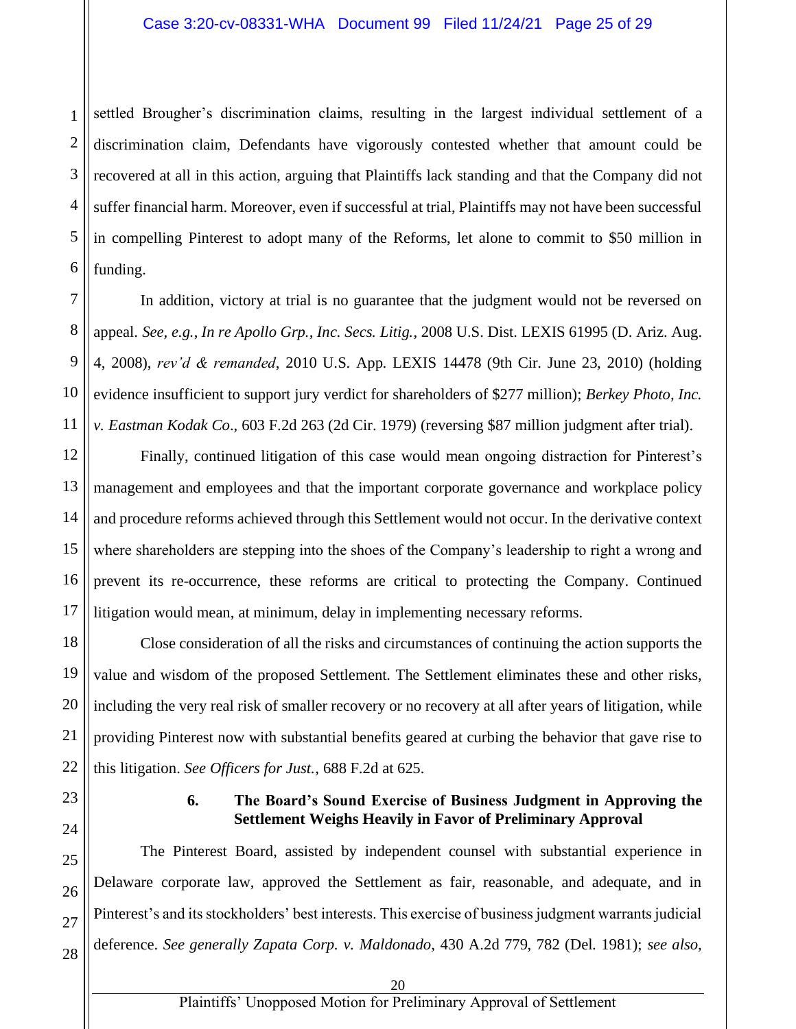settled Brougher's discrimination claims, resulting in the largest individual settlement of a discrimination claim, Defendants have vigorously contested whether that amount could be recovered at all in this action, arguing that Plaintiffs lack standing and that the Company did not suffer financial harm. Moreover, even if successful at trial, Plaintiffs may not have been successful in compelling Pinterest to adopt many of the Reforms, let alone to commit to $50 million in funding.

In addition, victory at trial is no guarantee that the judgment would not be reversed on appeal. *See, e.g.*, *In re Apollo Grp., Inc. Secs. Litig.*, 2008 U.S. Dist. LEXIS 61995 (D. Ariz. Aug. 4, 2008), *rev'd & remanded*, 2010 U.S. App. LEXIS 14478 (9th Cir. June 23, 2010) (holding evidence insufficient to support jury verdict for shareholders of $277 million); *Berkey Photo, Inc. v. Eastman Kodak Co*., 603 F.2d 263 (2d Cir. 1979) (reversing $87 million judgment after trial).

Finally, continued litigation of this case would mean ongoing distraction for Pinterest's management and employees and that the important corporate governance and workplace policy and procedure reforms achieved through this Settlement would not occur. In the derivative context where shareholders are stepping into the shoes of the Company's leadership to right a wrong and prevent its re-occurrence, these reforms are critical to protecting the Company. Continued litigation would mean, at minimum, delay in implementing necessary reforms.

Close consideration of all the risks and circumstances of continuing the action supports the value and wisdom of the proposed Settlement. The Settlement eliminates these and other risks, including the very real risk of smaller recovery or no recovery at all after years of litigation, while providing Pinterest now with substantial benefits geared at curbing the behavior that gave rise to this litigation. *See Officers for Just.*, 688 F.2d at 625.

### 6. The Board's Sound Exercise of Business Judgment in Approving the Settlement Weighs Heavily in Favor of Preliminary Approval

The Pinterest Board, assisted by independent counsel with substantial experience in Delaware corporate law, approved the Settlement as fair, reasonable, and adequate, and in Pinterest's and its stockholders' best interests. This exercise of business judgment warrants judicial deference. *See generally Zapata Corp. v. Maldonado*, 430 A.2d 779, 782 (Del. 1981); *see also,*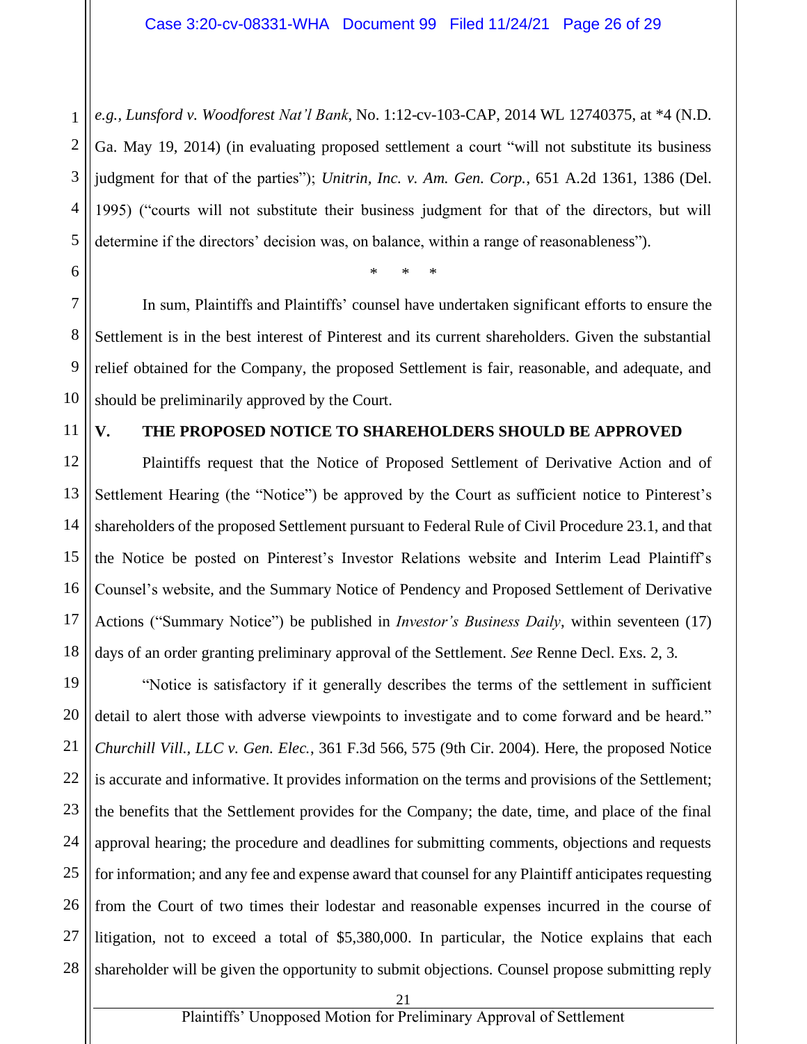*e.g.*, *Lunsford v. Woodforest Nat'l Bank*, No. 1:12-cv-103-CAP, 2014 WL 12740375, at *4 (N.D. Ga. May 19, 2014) (in evaluating proposed settlement a court "will not substitute its business judgment for that of the parties"); *Unitrin, Inc. v. Am. Gen. Corp.*, 651 A.2d 1361, 1386 (Del. 1995) ("courts will not substitute their business judgment for that of the directors, but will determine if the directors' decision was, on balance, within a range of reasonableness").

\* \* \*

In sum, Plaintiffs and Plaintiffs' counsel have undertaken significant efforts to ensure the Settlement is in the best interest of Pinterest and its current shareholders. Given the substantial relief obtained for the Company, the proposed Settlement is fair, reasonable, and adequate, and should be preliminarily approved by the Court.

## V. THE PROPOSED NOTICE TO SHAREHOLDERS SHOULD BE APPROVED

Plaintiffs request that the Notice of Proposed Settlement of Derivative Action and of Settlement Hearing (the "Notice") be approved by the Court as sufficient notice to Pinterest's shareholders of the proposed Settlement pursuant to Federal Rule of Civil Procedure 23.1, and that the Notice be posted on Pinterest's Investor Relations website and Interim Lead Plaintiff's Counsel's website, and the Summary Notice of Pendency and Proposed Settlement of Derivative Actions ("Summary Notice") be published in *Investor's Business Daily*, within seventeen (17) days of an order granting preliminary approval of the Settlement. *See* Renne Decl. Exs. 2, 3.

"Notice is satisfactory if it generally describes the terms of the settlement in sufficient detail to alert those with adverse viewpoints to investigate and to come forward and be heard." *Churchill Vill., LLC v. Gen. Elec.*, 361 F.3d 566, 575 (9th Cir. 2004). Here, the proposed Notice is accurate and informative. It provides information on the terms and provisions of the Settlement; the benefits that the Settlement provides for the Company; the date, time, and place of the final approval hearing; the procedure and deadlines for submitting comments, objections and requests for information; and any fee and expense award that counsel for any Plaintiff anticipates requesting from the Court of two times their lodestar and reasonable expenses incurred in the course of litigation, not to exceed a total of $5,380,000. In particular, the Notice explains that each shareholder will be given the opportunity to submit objections. Counsel propose submitting reply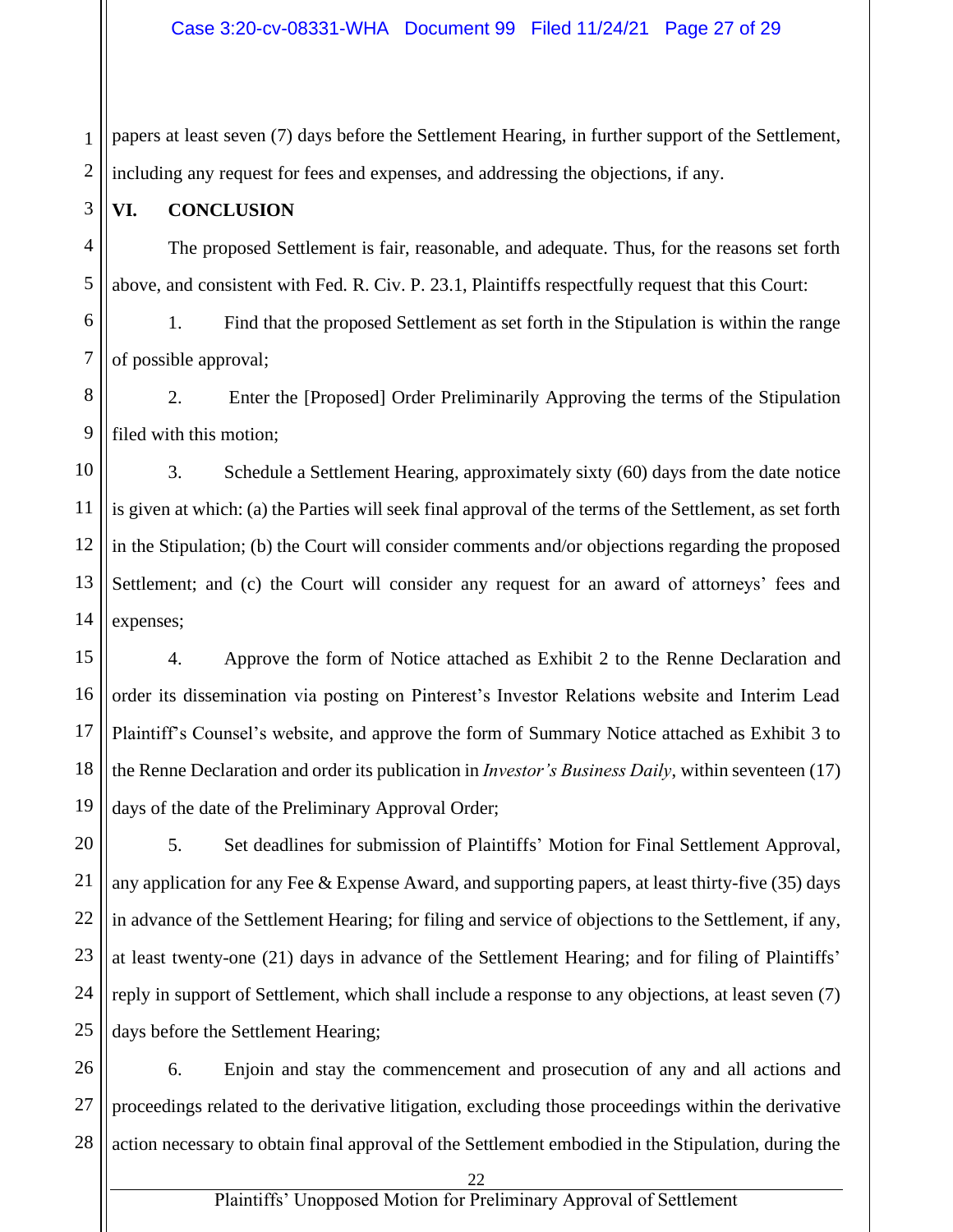papers at least seven (7) days before the Settlement Hearing, in further support of the Settlement, including any request for fees and expenses, and addressing the objections, if any.

## VI. CONCLUSION

The proposed Settlement is fair, reasonable, and adequate. Thus, for the reasons set forth above, and consistent with Fed. R. Civ. P. 23.1, Plaintiffs respectfully request that this Court:

1. Find that the proposed Settlement as set forth in the Stipulation is within the range of possible approval;

2. Enter the [Proposed] Order Preliminarily Approving the terms of the Stipulation filed with this motion;

3. Schedule a Settlement Hearing, approximately sixty (60) days from the date notice is given at which: (a) the Parties will seek final approval of the terms of the Settlement, as set forth in the Stipulation; (b) the Court will consider comments and/or objections regarding the proposed Settlement; and (c) the Court will consider any request for an award of attorneys' fees and expenses;

4. Approve the form of Notice attached as Exhibit 2 to the Renne Declaration and order its dissemination via posting on Pinterest's Investor Relations website and Interim Lead Plaintiff's Counsel's website, and approve the form of Summary Notice attached as Exhibit 3 to the Renne Declaration and order its publication in *Investor's Business Daily*, within seventeen (17) days of the date of the Preliminary Approval Order;

5. Set deadlines for submission of Plaintiffs' Motion for Final Settlement Approval, any application for any Fee & Expense Award, and supporting papers, at least thirty-five (35) days in advance of the Settlement Hearing; for filing and service of objections to the Settlement, if any, at least twenty-one (21) days in advance of the Settlement Hearing; and for filing of Plaintiffs' reply in support of Settlement, which shall include a response to any objections, at least seven (7) days before the Settlement Hearing;

6. Enjoin and stay the commencement and prosecution of any and all actions and proceedings related to the derivative litigation, excluding those proceedings within the derivative action necessary to obtain final approval of the Settlement embodied in the Stipulation, during the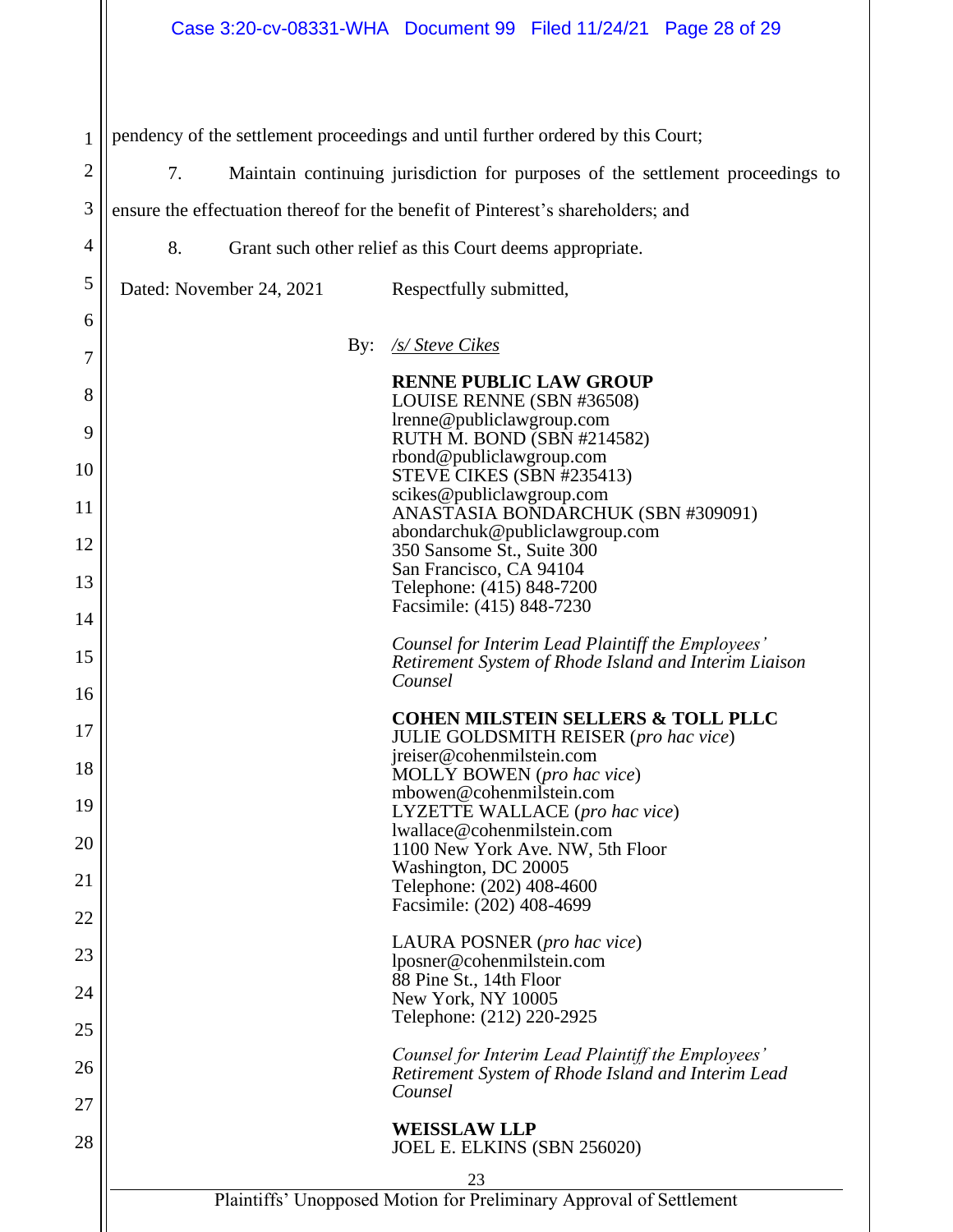pendency of the settlement proceedings and until further ordered by this Court;

7. Maintain continuing jurisdiction for purposes of the settlement proceedings to ensure the effectuation thereof for the benefit of Pinterest's shareholders; and

8. Grant such other relief as this Court deems appropriate.

Dated: November 24, 2021 Respectfully submitted,

By: /s/ Steve Cikes

**RENNE PUBLIC LAW GROUP**
LOUISE RENNE (SBN #36508)
lrenne@publiclawgroup.com
RUTH M. BOND (SBN #214582)
rbond@publiclawgroup.com
STEVE CIKES (SBN #235413)
scikes@publiclawgroup.com
ANASTASIA BONDARCHUK (SBN #309091)
abondarchuk@publiclawgroup.com
350 Sansome St., Suite 300
San Francisco, CA 94104
Telephone: (415) 848-7200
Facsimile: (415) 848-7230

*Counsel for Interim Lead Plaintiff the Employees' Retirement System of Rhode Island and Interim Liaison Counsel*

**COHEN MILSTEIN SELLERS & TOLL PLLC**
JULIE GOLDSMITH REISER (*pro hac vice*)
jreiser@cohenmilstein.com
MOLLY BOWEN (*pro hac vice*)
mbowen@cohenmilstein.com
LYZETTE WALLACE (*pro hac vice*)
lwallace@cohenmilstein.com
1100 New York Ave. NW, 5th Floor
Washington, DC 20005
Telephone: (202) 408-4600
Facsimile: (202) 408-4699

LAURA POSNER (*pro hac vice*)
lposner@cohenmilstein.com
88 Pine St., 14th Floor
New York, NY 10005
Telephone: (212) 220-2925

*Counsel for Interim Lead Plaintiff the Employees' Retirement System of Rhode Island and Interim Lead Counsel*

**WEISSLAW LLP**
JOEL E. ELKINS (SBN 256020)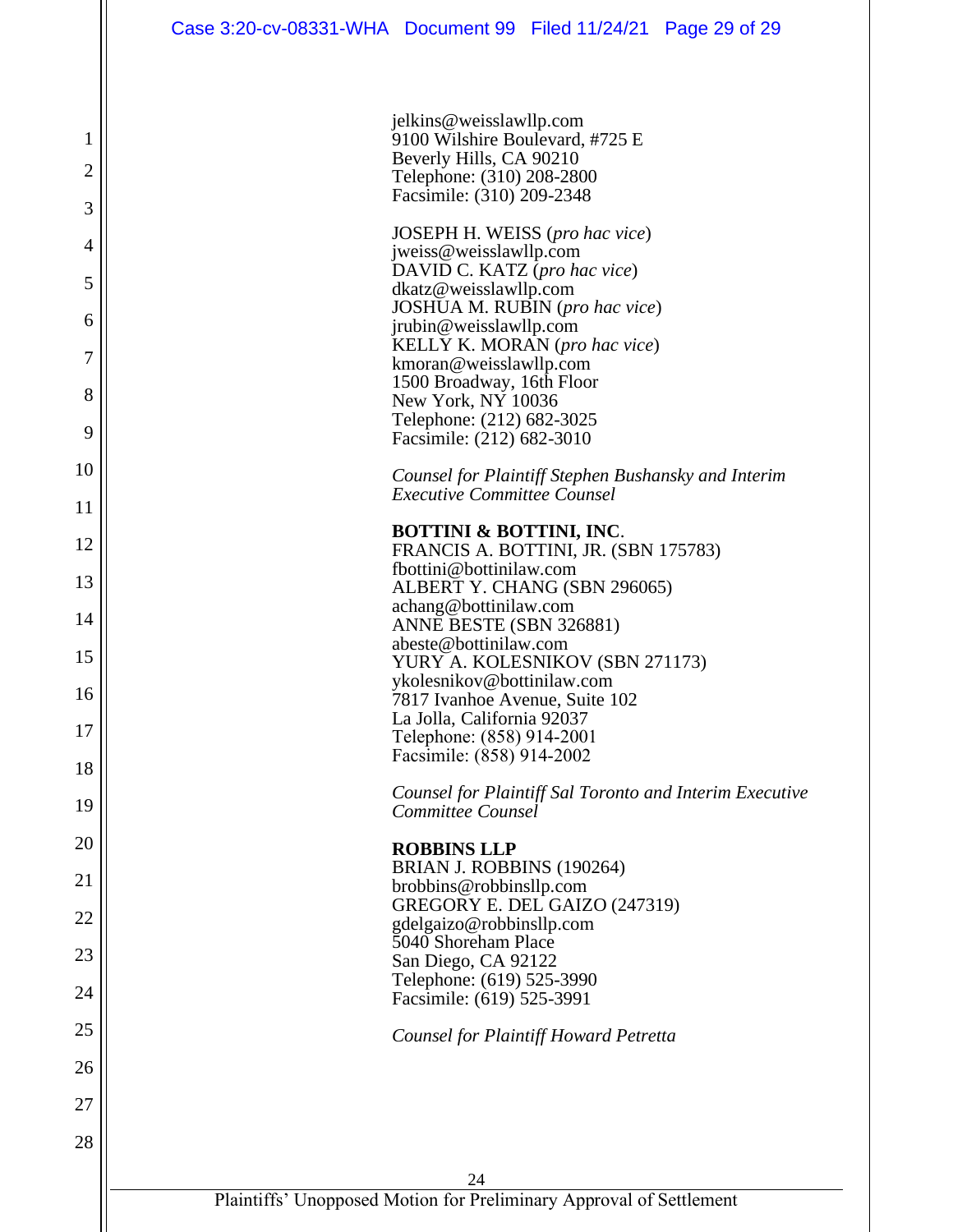jelkins@weisslawllp.com
9100 Wilshire Boulevard, #725 E
Beverly Hills, CA 90210
Telephone: (310) 208-2800
Facsimile: (310) 209-2348

JOSEPH H. WEISS (*pro hac vice*)
jweiss@weisslawllp.com
DAVID C. KATZ (*pro hac vice*)
dkatz@weisslawllp.com
JOSHUA M. RUBIN (*pro hac vice*)
jrubin@weisslawllp.com
KELLY K. MORAN (*pro hac vice*)
kmoran@weisslawllp.com
1500 Broadway, 16th Floor
New York, NY 10036
Telephone: (212) 682-3025
Facsimile: (212) 682-3010

*Counsel for Plaintiff Stephen Bushansky and Interim Executive Committee Counsel*

**BOTTINI & BOTTINI, INC**.
FRANCIS A. BOTTINI, JR. (SBN 175783)
fbottini@bottinilaw.com
ALBERT Y. CHANG (SBN 296065)
achang@bottinilaw.com
ANNE BESTE (SBN 326881)
abeste@bottinilaw.com
YURY A. KOLESNIKOV (SBN 271173)
ykolesnikov@bottinilaw.com
7817 Ivanhoe Avenue, Suite 102
La Jolla, California 92037
Telephone: (858) 914-2001
Facsimile: (858) 914-2002

*Counsel for Plaintiff Sal Toronto and Interim Executive Committee Counsel*

**ROBBINS LLP**
BRIAN J. ROBBINS (190264)
brobbins@robbinsllp.com
GREGORY E. DEL GAIZO (247319)
gdelgaizo@robbinsllp.com
5040 Shoreham Place
San Diego, CA 92122
Telephone: (619) 525-3990
Facsimile: (619) 525-3991

*Counsel for Plaintiff Howard Petretta*